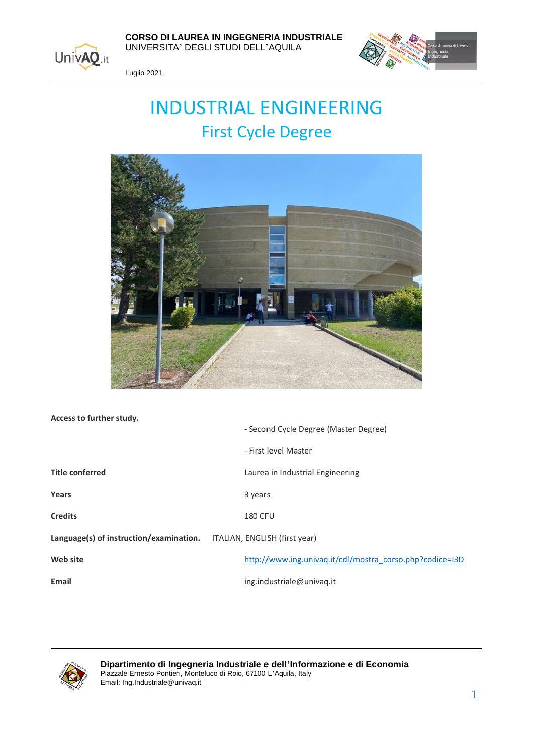**CORSO DI LAUREA IN INGEGNERIA INDUSTRIALE**
UNIVERSITA' DEGLI STUDI DELL'AQUILA

Luglio 2021

# INDUSTRIAL ENGINEERING
## First Cycle Degree

| | |
|---|---|
| **Access to further study.** | - Second Cycle Degree (Master Degree)<br>- First level Master |
| **Title conferred** | Laurea in Industrial Engineering |
| **Years** | 3 years |
| **Credits** | 180 CFU |
| **Language(s) of instruction/examination.** | ITALIAN, ENGLISH (first year) |
| **Web site** | http://www.ing.univaq.it/cdl/mostra_corso.php?codice=I3D |
| **Email** | ing.industriale@univaq.it |

**Dipartimento di Ingegneria Industriale e dell'Informazione e di Economia**
Piazzale Ernesto Pontieri, Monteluco di Roio, 67100 L'Aquila, Italy
Email: Ing.Industriale@univaq.it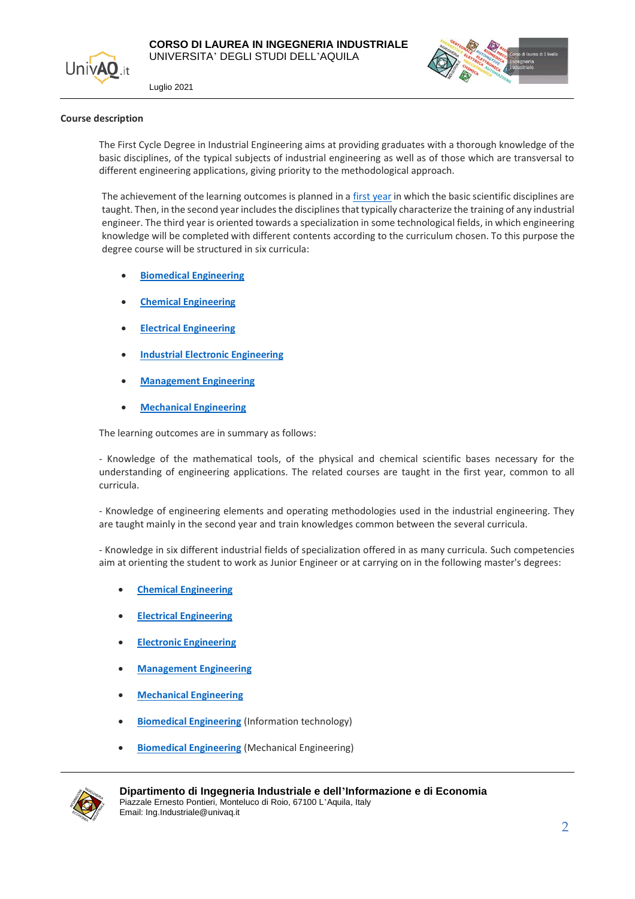**Course description**

The First Cycle Degree in Industrial Engineering aims at providing graduates with a thorough knowledge of the basic disciplines, of the typical subjects of industrial engineering as well as of those which are transversal to different engineering applications, giving priority to the methodological approach.

The achievement of the learning outcomes is planned in a first year in which the basic scientific disciplines are taught. Then, in the second year includes the disciplines that typically characterize the training of any industrial engineer. The third year is oriented towards a specialization in some technological fields, in which engineering knowledge will be completed with different contents according to the curriculum chosen. To this purpose the degree course will be structured in six curricula:

- **Biomedical Engineering**
- **Chemical Engineering**
- **Electrical Engineering**
- **Industrial Electronic Engineering**
- **Management Engineering**
- **Mechanical Engineering**

The learning outcomes are in summary as follows:

- Knowledge of the mathematical tools, of the physical and chemical scientific bases necessary for the understanding of engineering applications. The related courses are taught in the first year, common to all curricula.

- Knowledge of engineering elements and operating methodologies used in the industrial engineering. They are taught mainly in the second year and train knowledges common between the several curricula.

- Knowledge in six different industrial fields of specialization offered in as many curricula. Such competencies aim at orienting the student to work as Junior Engineer or at carrying on in the following master's degrees:

- **Chemical Engineering**
- **Electrical Engineering**
- **Electronic Engineering**
- **Management Engineering**
- **Mechanical Engineering**
- **Biomedical Engineering** (Information technology)
- **Biomedical Engineering** (Mechanical Engineering)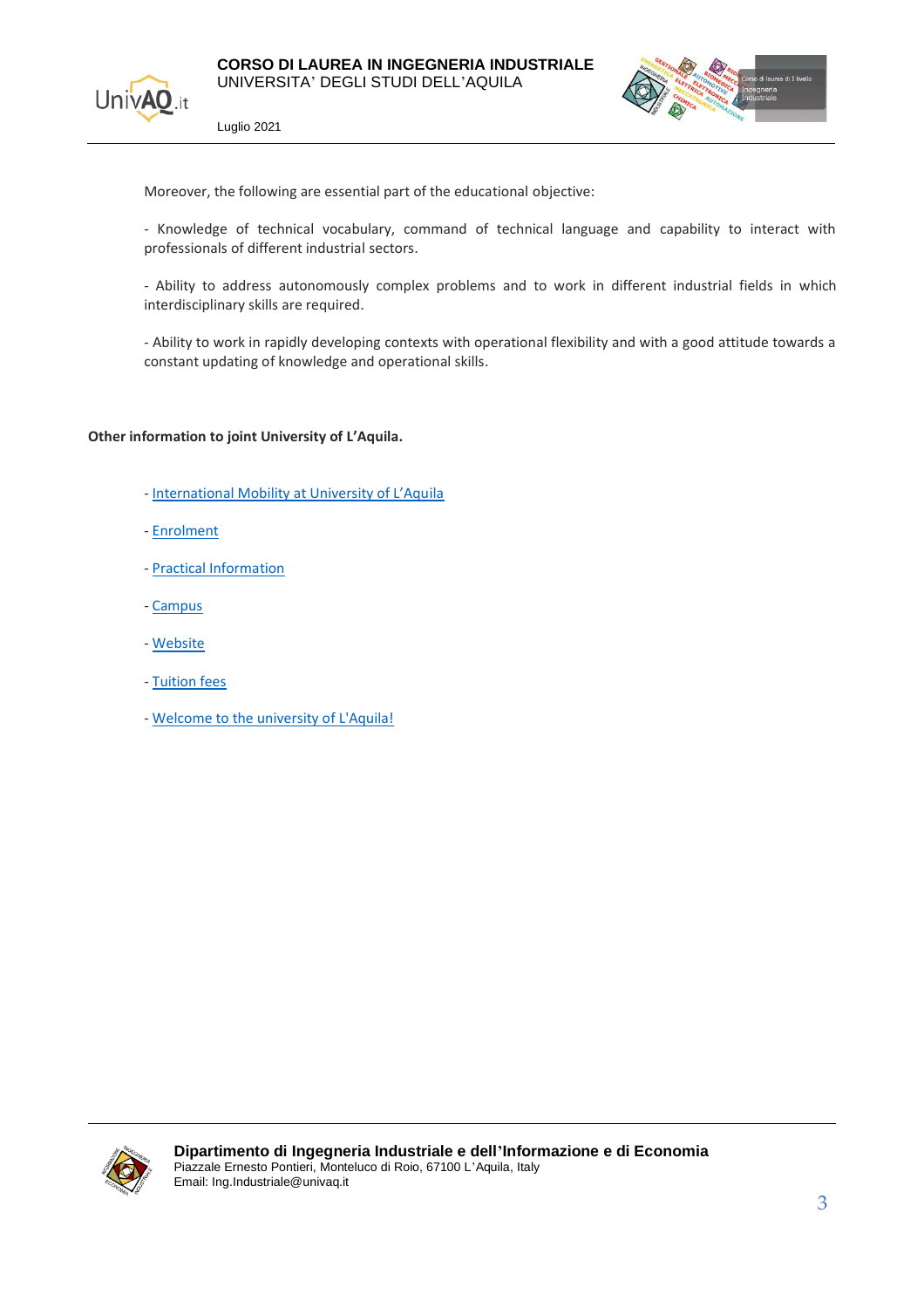Moreover, the following are essential part of the educational objective:

- Knowledge of technical vocabulary, command of technical language and capability to interact with professionals of different industrial sectors.

- Ability to address autonomously complex problems and to work in different industrial fields in which interdisciplinary skills are required.

- Ability to work in rapidly developing contexts with operational flexibility and with a good attitude towards a constant updating of knowledge and operational skills.

**Other information to joint University of L'Aquila.**

- International Mobility at University of L'Aquila
- Enrolment
- Practical Information
- Campus
- Website
- Tuition fees
- Welcome to the university of L'Aquila!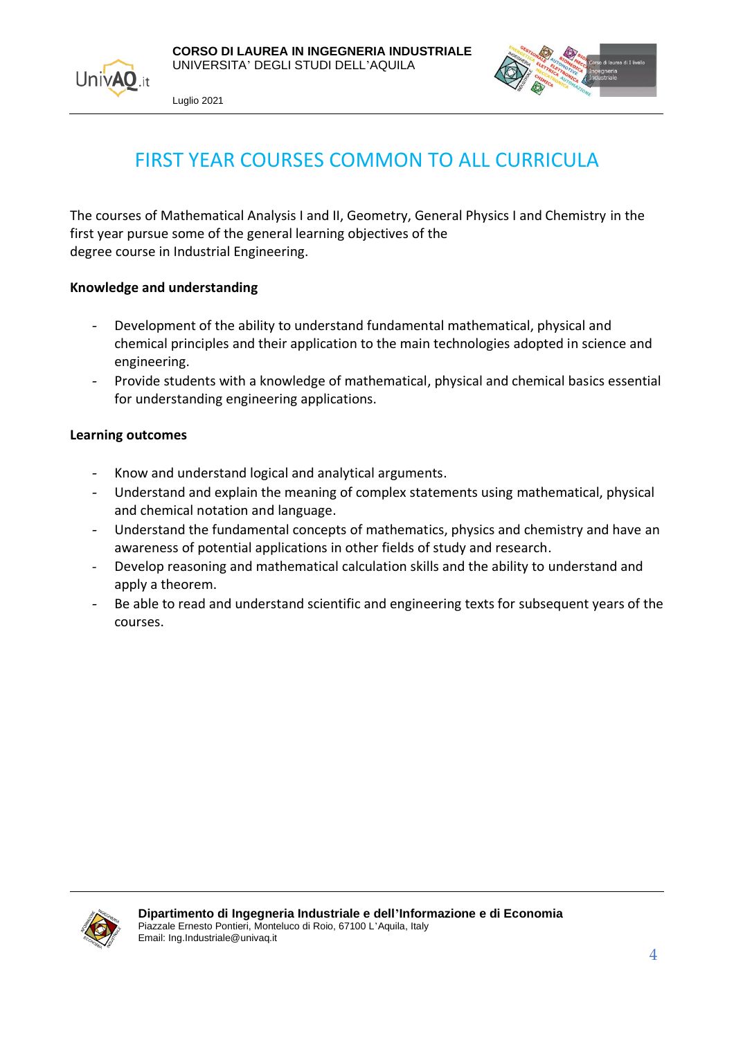# FIRST YEAR COURSES COMMON TO ALL CURRICULA

The courses of Mathematical Analysis I and II, Geometry, General Physics I and Chemistry in the first year pursue some of the general learning objectives of the degree course in Industrial Engineering.

**Knowledge and understanding**

- Development of the ability to understand fundamental mathematical, physical and chemical principles and their application to the main technologies adopted in science and engineering.
- Provide students with a knowledge of mathematical, physical and chemical basics essential for understanding engineering applications.

**Learning outcomes**

- Know and understand logical and analytical arguments.
- Understand and explain the meaning of complex statements using mathematical, physical and chemical notation and language.
- Understand the fundamental concepts of mathematics, physics and chemistry and have an awareness of potential applications in other fields of study and research.
- Develop reasoning and mathematical calculation skills and the ability to understand and apply a theorem.
- Be able to read and understand scientific and engineering texts for subsequent years of the courses.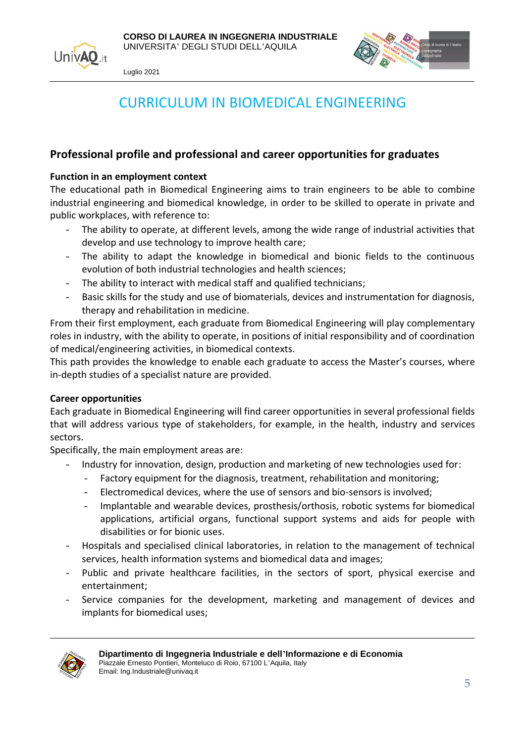# CURRICULUM IN BIOMEDICAL ENGINEERING

## Professional profile and professional and career opportunities for graduates

**Function in an employment context**

The educational path in Biomedical Engineering aims to train engineers to be able to combine industrial engineering and biomedical knowledge, in order to be skilled to operate in private and public workplaces, with reference to:

- The ability to operate, at different levels, among the wide range of industrial activities that develop and use technology to improve health care;
- The ability to adapt the knowledge in biomedical and bionic fields to the continuous evolution of both industrial technologies and health sciences;
- The ability to interact with medical staff and qualified technicians;
- Basic skills for the study and use of biomaterials, devices and instrumentation for diagnosis, therapy and rehabilitation in medicine.

From their first employment, each graduate from Biomedical Engineering will play complementary roles in industry, with the ability to operate, in positions of initial responsibility and of coordination of medical/engineering activities, in biomedical contexts.

This path provides the knowledge to enable each graduate to access the Master's courses, where in-depth studies of a specialist nature are provided.

**Career opportunities**

Each graduate in Biomedical Engineering will find career opportunities in several professional fields that will address various type of stakeholders, for example, in the health, industry and services sectors.

Specifically, the main employment areas are:

- Industry for innovation, design, production and marketing of new technologies used for:
  - Factory equipment for the diagnosis, treatment, rehabilitation and monitoring;
  - Electromedical devices, where the use of sensors and bio-sensors is involved;
  - Implantable and wearable devices, prosthesis/orthosis, robotic systems for biomedical applications, artificial organs, functional support systems and aids for people with disabilities or for bionic uses.
- Hospitals and specialised clinical laboratories, in relation to the management of technical services, health information systems and biomedical data and images;
- Public and private healthcare facilities, in the sectors of sport, physical exercise and entertainment;
- Service companies for the development, marketing and management of devices and implants for biomedical uses;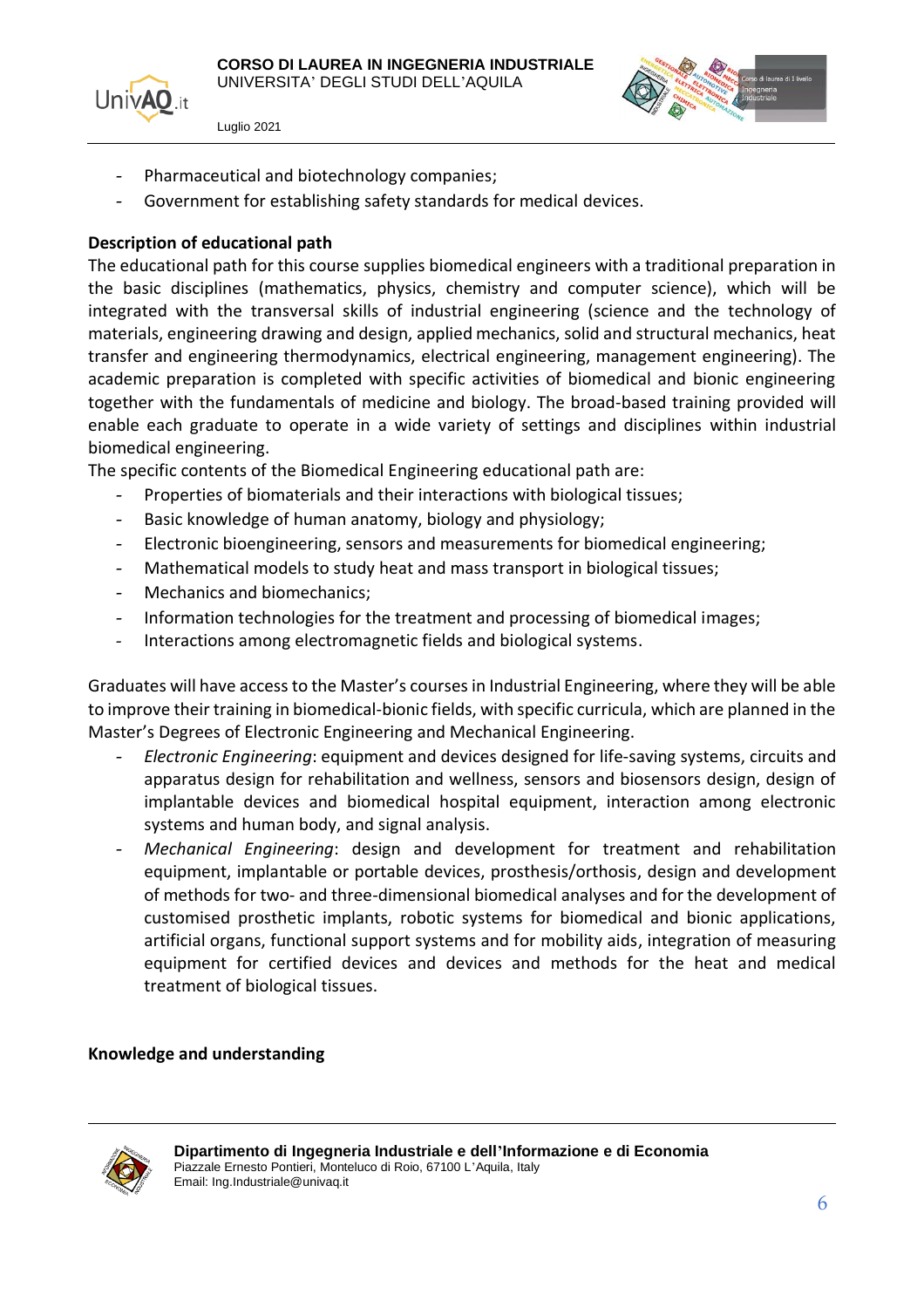- Pharmaceutical and biotechnology companies;
- Government for establishing safety standards for medical devices.

**Description of educational path**

The educational path for this course supplies biomedical engineers with a traditional preparation in the basic disciplines (mathematics, physics, chemistry and computer science), which will be integrated with the transversal skills of industrial engineering (science and the technology of materials, engineering drawing and design, applied mechanics, solid and structural mechanics, heat transfer and engineering thermodynamics, electrical engineering, management engineering). The academic preparation is completed with specific activities of biomedical and bionic engineering together with the fundamentals of medicine and biology. The broad-based training provided will enable each graduate to operate in a wide variety of settings and disciplines within industrial biomedical engineering.

The specific contents of the Biomedical Engineering educational path are:

- Properties of biomaterials and their interactions with biological tissues;
- Basic knowledge of human anatomy, biology and physiology;
- Electronic bioengineering, sensors and measurements for biomedical engineering;
- Mathematical models to study heat and mass transport in biological tissues;
- Mechanics and biomechanics;
- Information technologies for the treatment and processing of biomedical images;
- Interactions among electromagnetic fields and biological systems.

Graduates will have access to the Master's courses in Industrial Engineering, where they will be able to improve their training in biomedical-bionic fields, with specific curricula, which are planned in the Master's Degrees of Electronic Engineering and Mechanical Engineering.

- *Electronic Engineering*: equipment and devices designed for life-saving systems, circuits and apparatus design for rehabilitation and wellness, sensors and biosensors design, design of implantable devices and biomedical hospital equipment, interaction among electronic systems and human body, and signal analysis.
- *Mechanical Engineering*: design and development for treatment and rehabilitation equipment, implantable or portable devices, prosthesis/orthosis, design and development of methods for two- and three-dimensional biomedical analyses and for the development of customised prosthetic implants, robotic systems for biomedical and bionic applications, artificial organs, functional support systems and for mobility aids, integration of measuring equipment for certified devices and devices and methods for the heat and medical treatment of biological tissues.

**Knowledge and understanding**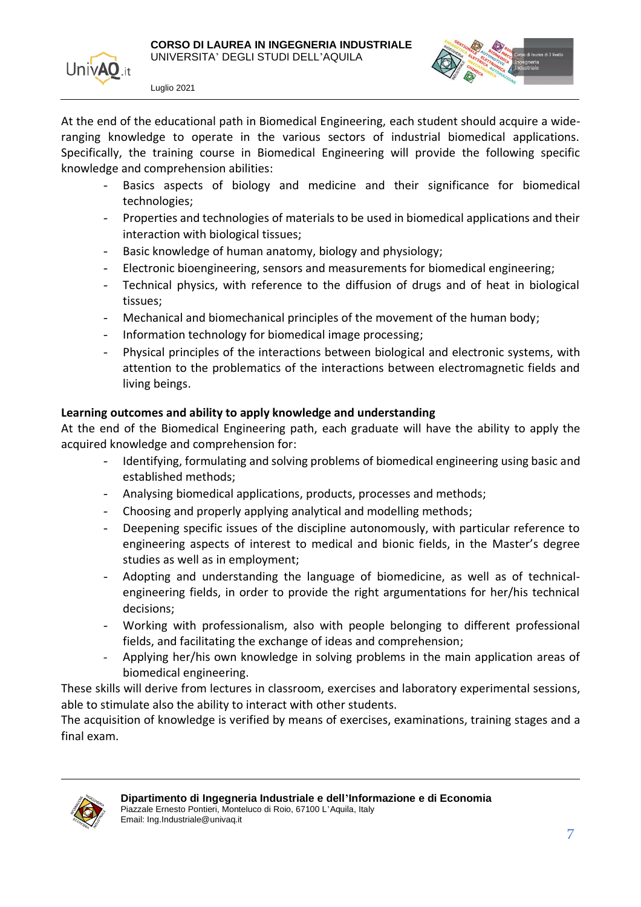At the end of the educational path in Biomedical Engineering, each student should acquire a wide-ranging knowledge to operate in the various sectors of industrial biomedical applications. Specifically, the training course in Biomedical Engineering will provide the following specific knowledge and comprehension abilities:

- Basics aspects of biology and medicine and their significance for biomedical technologies;
- Properties and technologies of materials to be used in biomedical applications and their interaction with biological tissues;
- Basic knowledge of human anatomy, biology and physiology;
- Electronic bioengineering, sensors and measurements for biomedical engineering;
- Technical physics, with reference to the diffusion of drugs and of heat in biological tissues;
- Mechanical and biomechanical principles of the movement of the human body;
- Information technology for biomedical image processing;
- Physical principles of the interactions between biological and electronic systems, with attention to the problematics of the interactions between electromagnetic fields and living beings.

**Learning outcomes and ability to apply knowledge and understanding**

At the end of the Biomedical Engineering path, each graduate will have the ability to apply the acquired knowledge and comprehension for:

- Identifying, formulating and solving problems of biomedical engineering using basic and established methods;
- Analysing biomedical applications, products, processes and methods;
- Choosing and properly applying analytical and modelling methods;
- Deepening specific issues of the discipline autonomously, with particular reference to engineering aspects of interest to medical and bionic fields, in the Master's degree studies as well as in employment;
- Adopting and understanding the language of biomedicine, as well as of technical-engineering fields, in order to provide the right argumentations for her/his technical decisions;
- Working with professionalism, also with people belonging to different professional fields, and facilitating the exchange of ideas and comprehension;
- Applying her/his own knowledge in solving problems in the main application areas of biomedical engineering.

These skills will derive from lectures in classroom, exercises and laboratory experimental sessions, able to stimulate also the ability to interact with other students.

The acquisition of knowledge is verified by means of exercises, examinations, training stages and a final exam.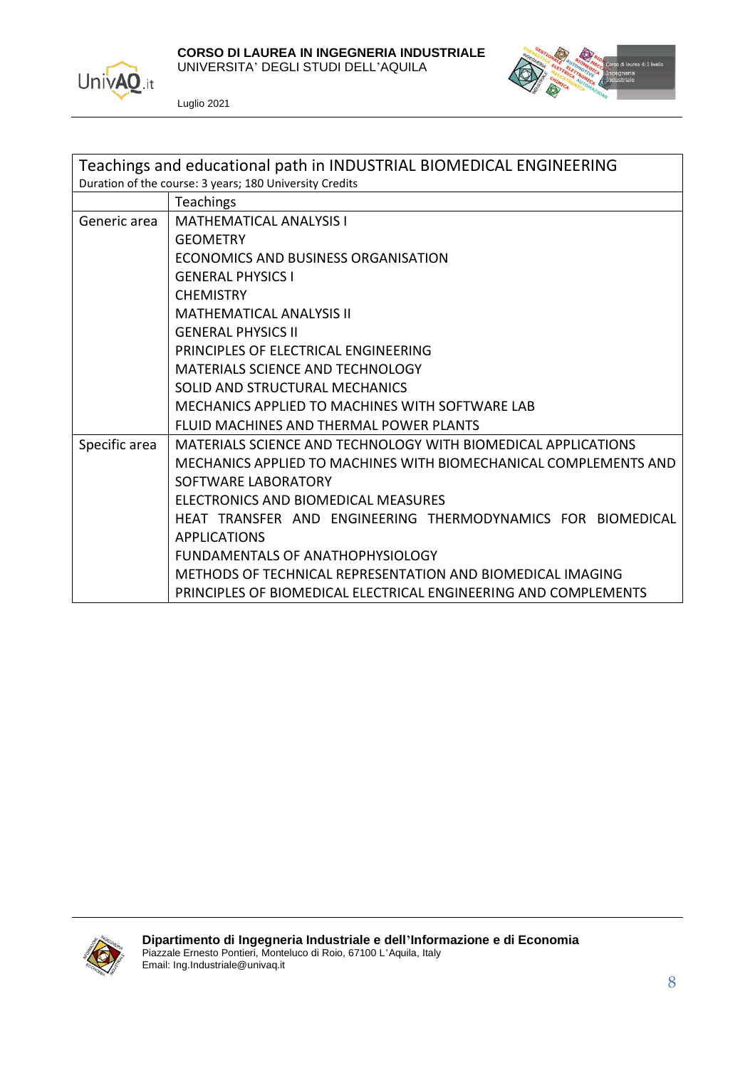| Teachings and educational path in INDUSTRIAL BIOMEDICAL ENGINEERING<br>Duration of the course: 3 years; 180 University Credits | |
|---|---|
| | Teachings |
| Generic area | MATHEMATICAL ANALYSIS I<br>GEOMETRY<br>ECONOMICS AND BUSINESS ORGANISATION<br>GENERAL PHYSICS I<br>CHEMISTRY<br>MATHEMATICAL ANALYSIS II<br>GENERAL PHYSICS II<br>PRINCIPLES OF ELECTRICAL ENGINEERING<br>MATERIALS SCIENCE AND TECHNOLOGY<br>SOLID AND STRUCTURAL MECHANICS<br>MECHANICS APPLIED TO MACHINES WITH SOFTWARE LAB<br>FLUID MACHINES AND THERMAL POWER PLANTS |
| Specific area | MATERIALS SCIENCE AND TECHNOLOGY WITH BIOMEDICAL APPLICATIONS<br>MECHANICS APPLIED TO MACHINES WITH BIOMECHANICAL COMPLEMENTS AND SOFTWARE LABORATORY<br>ELECTRONICS AND BIOMEDICAL MEASURES<br>HEAT TRANSFER AND ENGINEERING THERMODYNAMICS FOR BIOMEDICAL APPLICATIONS<br>FUNDAMENTALS OF ANATHOPHYSIOLOGY<br>METHODS OF TECHNICAL REPRESENTATION AND BIOMEDICAL IMAGING<br>PRINCIPLES OF BIOMEDICAL ELECTRICAL ENGINEERING AND COMPLEMENTS |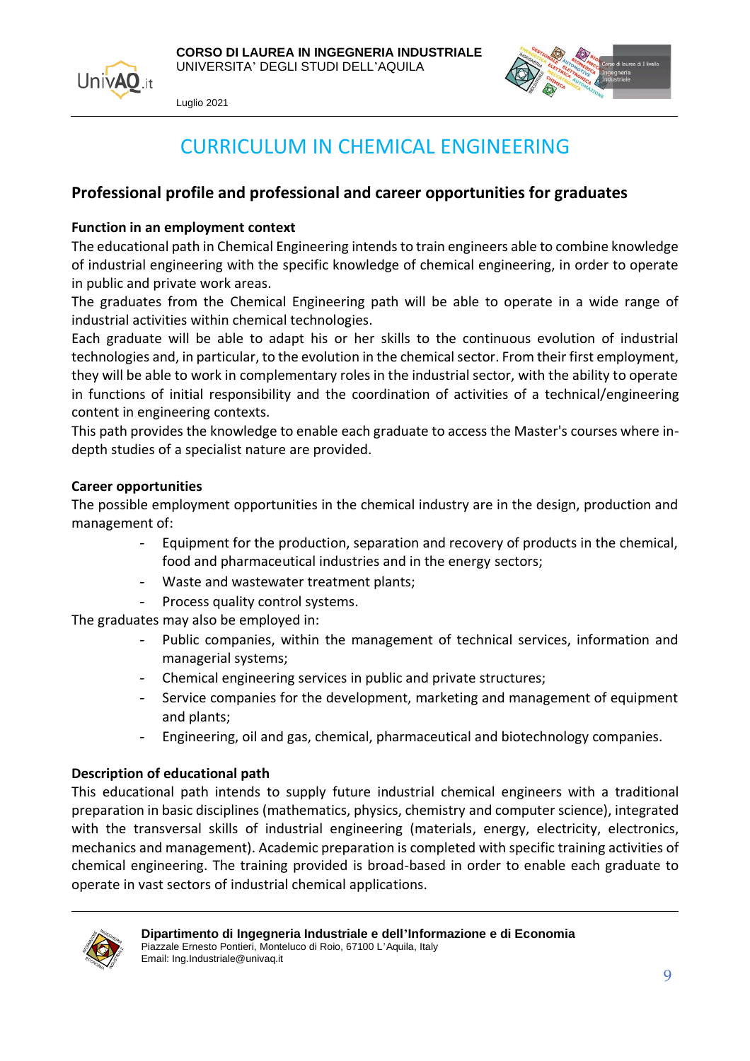# CURRICULUM IN CHEMICAL ENGINEERING

## Professional profile and professional and career opportunities for graduates

**Function in an employment context**

The educational path in Chemical Engineering intends to train engineers able to combine knowledge of industrial engineering with the specific knowledge of chemical engineering, in order to operate in public and private work areas.

The graduates from the Chemical Engineering path will be able to operate in a wide range of industrial activities within chemical technologies.

Each graduate will be able to adapt his or her skills to the continuous evolution of industrial technologies and, in particular, to the evolution in the chemical sector. From their first employment, they will be able to work in complementary roles in the industrial sector, with the ability to operate in functions of initial responsibility and the coordination of activities of a technical/engineering content in engineering contexts.

This path provides the knowledge to enable each graduate to access the Master's courses where in-depth studies of a specialist nature are provided.

**Career opportunities**

The possible employment opportunities in the chemical industry are in the design, production and management of:

- Equipment for the production, separation and recovery of products in the chemical, food and pharmaceutical industries and in the energy sectors;
- Waste and wastewater treatment plants;
- Process quality control systems.

The graduates may also be employed in:

- Public companies, within the management of technical services, information and managerial systems;
- Chemical engineering services in public and private structures;
- Service companies for the development, marketing and management of equipment and plants;
- Engineering, oil and gas, chemical, pharmaceutical and biotechnology companies.

**Description of educational path**

This educational path intends to supply future industrial chemical engineers with a traditional preparation in basic disciplines (mathematics, physics, chemistry and computer science), integrated with the transversal skills of industrial engineering (materials, energy, electricity, electronics, mechanics and management). Academic preparation is completed with specific training activities of chemical engineering. The training provided is broad-based in order to enable each graduate to operate in vast sectors of industrial chemical applications.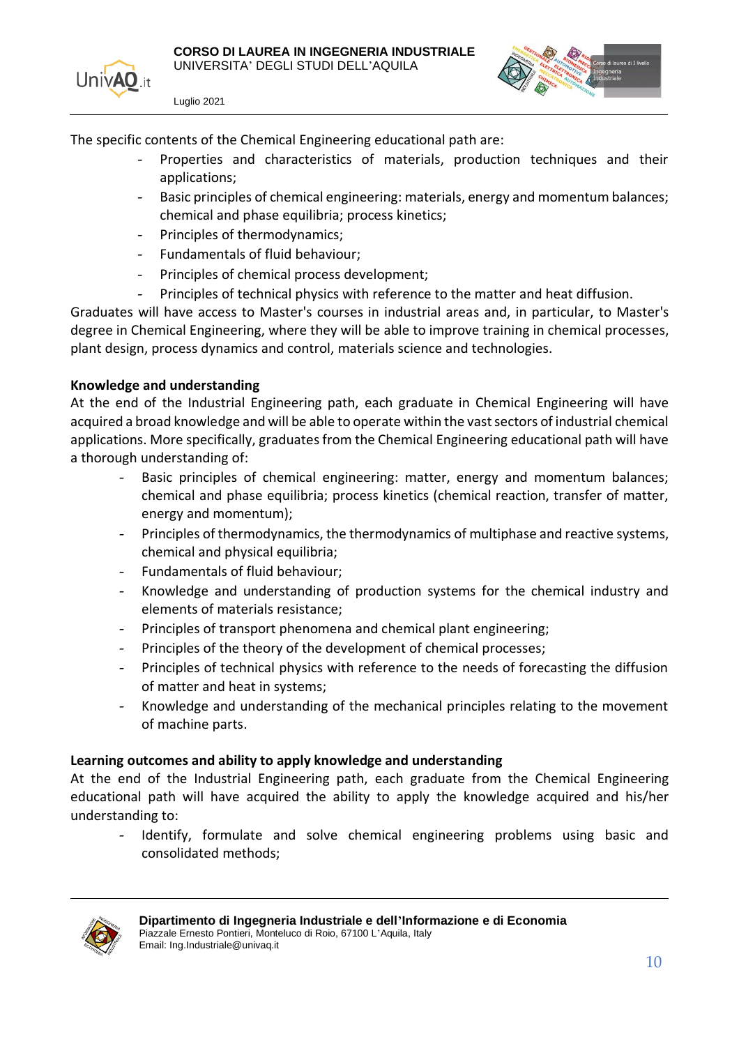The specific contents of the Chemical Engineering educational path are:

- Properties and characteristics of materials, production techniques and their applications;
- Basic principles of chemical engineering: materials, energy and momentum balances; chemical and phase equilibria; process kinetics;
- Principles of thermodynamics;
- Fundamentals of fluid behaviour;
- Principles of chemical process development;
- Principles of technical physics with reference to the matter and heat diffusion.

Graduates will have access to Master's courses in industrial areas and, in particular, to Master's degree in Chemical Engineering, where they will be able to improve training in chemical processes, plant design, process dynamics and control, materials science and technologies.

**Knowledge and understanding**

At the end of the Industrial Engineering path, each graduate in Chemical Engineering will have acquired a broad knowledge and will be able to operate within the vast sectors of industrial chemical applications. More specifically, graduates from the Chemical Engineering educational path will have a thorough understanding of:

- Basic principles of chemical engineering: matter, energy and momentum balances; chemical and phase equilibria; process kinetics (chemical reaction, transfer of matter, energy and momentum);
- Principles of thermodynamics, the thermodynamics of multiphase and reactive systems, chemical and physical equilibria;
- Fundamentals of fluid behaviour;
- Knowledge and understanding of production systems for the chemical industry and elements of materials resistance;
- Principles of transport phenomena and chemical plant engineering;
- Principles of the theory of the development of chemical processes;
- Principles of technical physics with reference to the needs of forecasting the diffusion of matter and heat in systems;
- Knowledge and understanding of the mechanical principles relating to the movement of machine parts.

**Learning outcomes and ability to apply knowledge and understanding**

At the end of the Industrial Engineering path, each graduate from the Chemical Engineering educational path will have acquired the ability to apply the knowledge acquired and his/her understanding to:

- Identify, formulate and solve chemical engineering problems using basic and consolidated methods;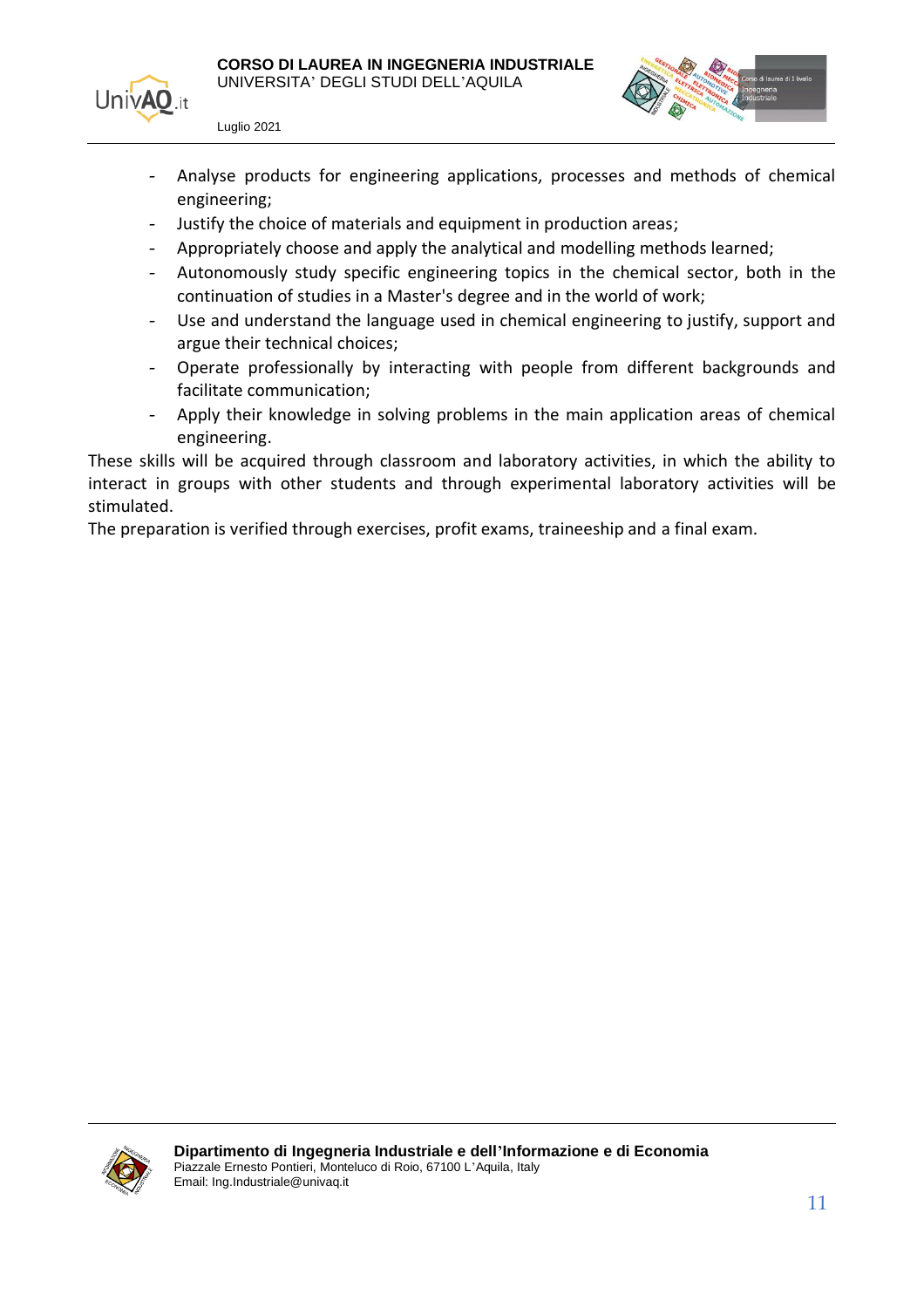- Analyse products for engineering applications, processes and methods of chemical engineering;
- Justify the choice of materials and equipment in production areas;
- Appropriately choose and apply the analytical and modelling methods learned;
- Autonomously study specific engineering topics in the chemical sector, both in the continuation of studies in a Master's degree and in the world of work;
- Use and understand the language used in chemical engineering to justify, support and argue their technical choices;
- Operate professionally by interacting with people from different backgrounds and facilitate communication;
- Apply their knowledge in solving problems in the main application areas of chemical engineering.

These skills will be acquired through classroom and laboratory activities, in which the ability to interact in groups with other students and through experimental laboratory activities will be stimulated.

The preparation is verified through exercises, profit exams, traineeship and a final exam.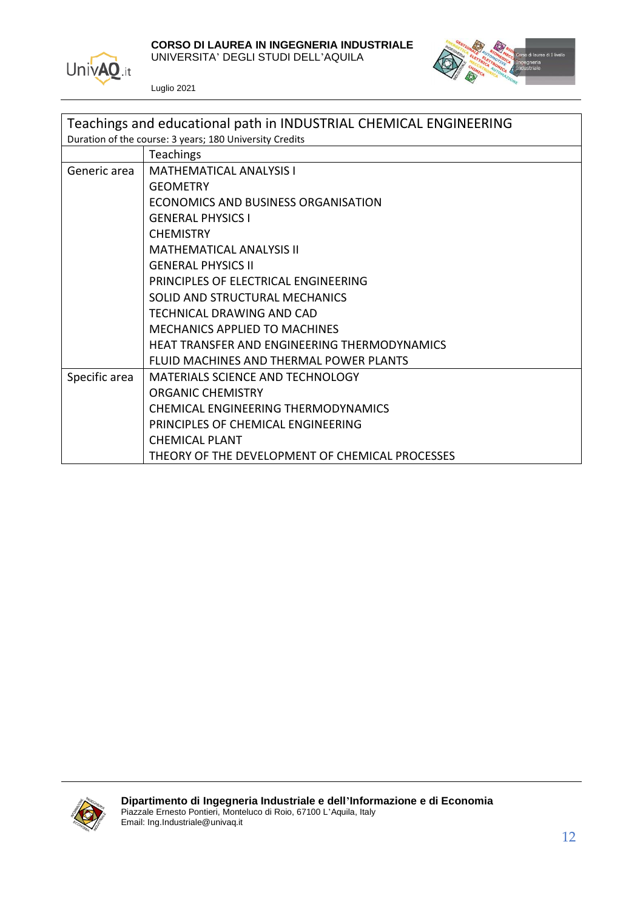| Teachings and educational path in INDUSTRIAL CHEMICAL ENGINEERING<br>Duration of the course: 3 years; 180 University Credits | |
|---|---|
| | Teachings |
| Generic area | MATHEMATICAL ANALYSIS I |
| | GEOMETRY |
| | ECONOMICS AND BUSINESS ORGANISATION |
| | GENERAL PHYSICS I |
| | CHEMISTRY |
| | MATHEMATICAL ANALYSIS II |
| | GENERAL PHYSICS II |
| | PRINCIPLES OF ELECTRICAL ENGINEERING |
| | SOLID AND STRUCTURAL MECHANICS |
| | TECHNICAL DRAWING AND CAD |
| | MECHANICS APPLIED TO MACHINES |
| | HEAT TRANSFER AND ENGINEERING THERMODYNAMICS |
| | FLUID MACHINES AND THERMAL POWER PLANTS |
| Specific area | MATERIALS SCIENCE AND TECHNOLOGY |
| | ORGANIC CHEMISTRY |
| | CHEMICAL ENGINEERING THERMODYNAMICS |
| | PRINCIPLES OF CHEMICAL ENGINEERING |
| | CHEMICAL PLANT |
| | THEORY OF THE DEVELOPMENT OF CHEMICAL PROCESSES |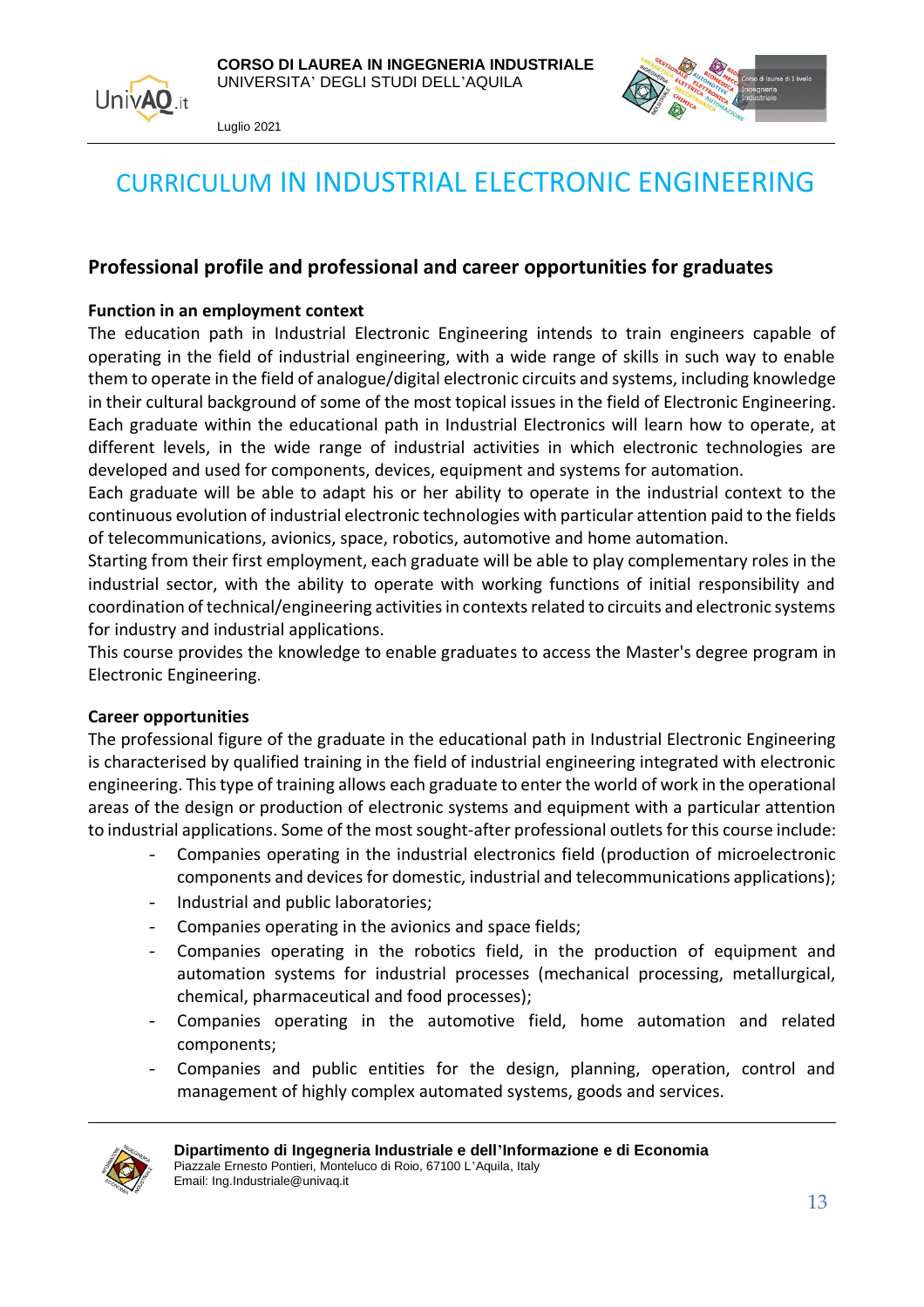# CURRICULUM IN INDUSTRIAL ELECTRONIC ENGINEERING

## Professional profile and professional and career opportunities for graduates

**Function in an employment context**

The education path in Industrial Electronic Engineering intends to train engineers capable of operating in the field of industrial engineering, with a wide range of skills in such way to enable them to operate in the field of analogue/digital electronic circuits and systems, including knowledge in their cultural background of some of the most topical issues in the field of Electronic Engineering. Each graduate within the educational path in Industrial Electronics will learn how to operate, at different levels, in the wide range of industrial activities in which electronic technologies are developed and used for components, devices, equipment and systems for automation.

Each graduate will be able to adapt his or her ability to operate in the industrial context to the continuous evolution of industrial electronic technologies with particular attention paid to the fields of telecommunications, avionics, space, robotics, automotive and home automation.

Starting from their first employment, each graduate will be able to play complementary roles in the industrial sector, with the ability to operate with working functions of initial responsibility and coordination of technical/engineering activities in contexts related to circuits and electronic systems for industry and industrial applications.

This course provides the knowledge to enable graduates to access the Master's degree program in Electronic Engineering.

**Career opportunities**

The professional figure of the graduate in the educational path in Industrial Electronic Engineering is characterised by qualified training in the field of industrial engineering integrated with electronic engineering. This type of training allows each graduate to enter the world of work in the operational areas of the design or production of electronic systems and equipment with a particular attention to industrial applications. Some of the most sought-after professional outlets for this course include:

- Companies operating in the industrial electronics field (production of microelectronic components and devices for domestic, industrial and telecommunications applications);
- Industrial and public laboratories;
- Companies operating in the avionics and space fields;
- Companies operating in the robotics field, in the production of equipment and automation systems for industrial processes (mechanical processing, metallurgical, chemical, pharmaceutical and food processes);
- Companies operating in the automotive field, home automation and related components;
- Companies and public entities for the design, planning, operation, control and management of highly complex automated systems, goods and services.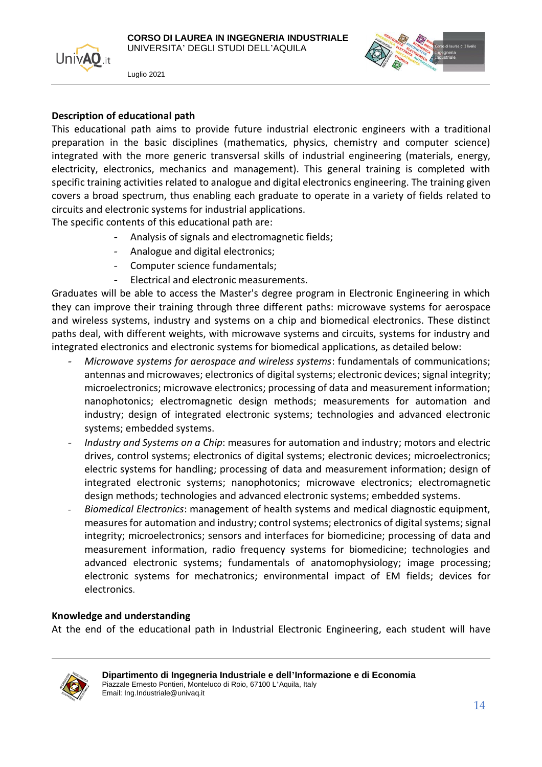**Description of educational path**

This educational path aims to provide future industrial electronic engineers with a traditional preparation in the basic disciplines (mathematics, physics, chemistry and computer science) integrated with the more generic transversal skills of industrial engineering (materials, energy, electricity, electronics, mechanics and management). This general training is completed with specific training activities related to analogue and digital electronics engineering. The training given covers a broad spectrum, thus enabling each graduate to operate in a variety of fields related to circuits and electronic systems for industrial applications.

The specific contents of this educational path are:

- Analysis of signals and electromagnetic fields;
- Analogue and digital electronics;
- Computer science fundamentals;
- Electrical and electronic measurements.

Graduates will be able to access the Master's degree program in Electronic Engineering in which they can improve their training through three different paths: microwave systems for aerospace and wireless systems, industry and systems on a chip and biomedical electronics. These distinct paths deal, with different weights, with microwave systems and circuits, systems for industry and integrated electronics and electronic systems for biomedical applications, as detailed below:

- *Microwave systems for aerospace and wireless systems*: fundamentals of communications; antennas and microwaves; electronics of digital systems; electronic devices; signal integrity; microelectronics; microwave electronics; processing of data and measurement information; nanophotonics; electromagnetic design methods; measurements for automation and industry; design of integrated electronic systems; technologies and advanced electronic systems; embedded systems.
- *Industry and Systems on a Chip*: measures for automation and industry; motors and electric drives, control systems; electronics of digital systems; electronic devices; microelectronics; electric systems for handling; processing of data and measurement information; design of integrated electronic systems; nanophotonics; microwave electronics; electromagnetic design methods; technologies and advanced electronic systems; embedded systems.
- *Biomedical Electronics*: management of health systems and medical diagnostic equipment, measures for automation and industry; control systems; electronics of digital systems; signal integrity; microelectronics; sensors and interfaces for biomedicine; processing of data and measurement information, radio frequency systems for biomedicine; technologies and advanced electronic systems; fundamentals of anatomophysiology; image processing; electronic systems for mechatronics; environmental impact of EM fields; devices for electronics.

**Knowledge and understanding**

At the end of the educational path in Industrial Electronic Engineering, each student will have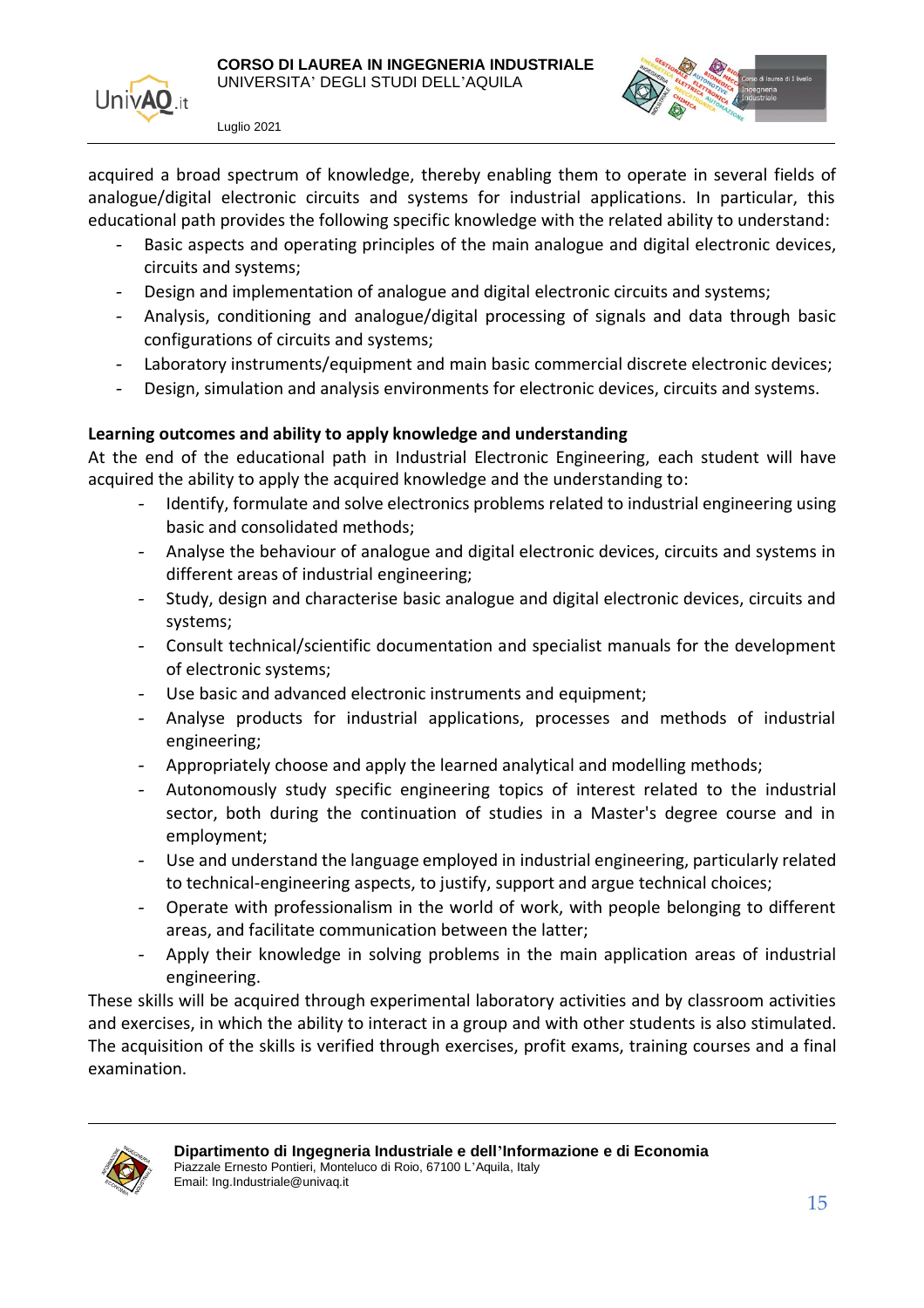acquired a broad spectrum of knowledge, thereby enabling them to operate in several fields of analogue/digital electronic circuits and systems for industrial applications. In particular, this educational path provides the following specific knowledge with the related ability to understand:

- Basic aspects and operating principles of the main analogue and digital electronic devices, circuits and systems;
- Design and implementation of analogue and digital electronic circuits and systems;
- Analysis, conditioning and analogue/digital processing of signals and data through basic configurations of circuits and systems;
- Laboratory instruments/equipment and main basic commercial discrete electronic devices;
- Design, simulation and analysis environments for electronic devices, circuits and systems.

**Learning outcomes and ability to apply knowledge and understanding**

At the end of the educational path in Industrial Electronic Engineering, each student will have acquired the ability to apply the acquired knowledge and the understanding to:

- Identify, formulate and solve electronics problems related to industrial engineering using basic and consolidated methods;
- Analyse the behaviour of analogue and digital electronic devices, circuits and systems in different areas of industrial engineering;
- Study, design and characterise basic analogue and digital electronic devices, circuits and systems;
- Consult technical/scientific documentation and specialist manuals for the development of electronic systems;
- Use basic and advanced electronic instruments and equipment;
- Analyse products for industrial applications, processes and methods of industrial engineering;
- Appropriately choose and apply the learned analytical and modelling methods;
- Autonomously study specific engineering topics of interest related to the industrial sector, both during the continuation of studies in a Master's degree course and in employment;
- Use and understand the language employed in industrial engineering, particularly related to technical-engineering aspects, to justify, support and argue technical choices;
- Operate with professionalism in the world of work, with people belonging to different areas, and facilitate communication between the latter;
- Apply their knowledge in solving problems in the main application areas of industrial engineering.

These skills will be acquired through experimental laboratory activities and by classroom activities and exercises, in which the ability to interact in a group and with other students is also stimulated. The acquisition of the skills is verified through exercises, profit exams, training courses and a final examination.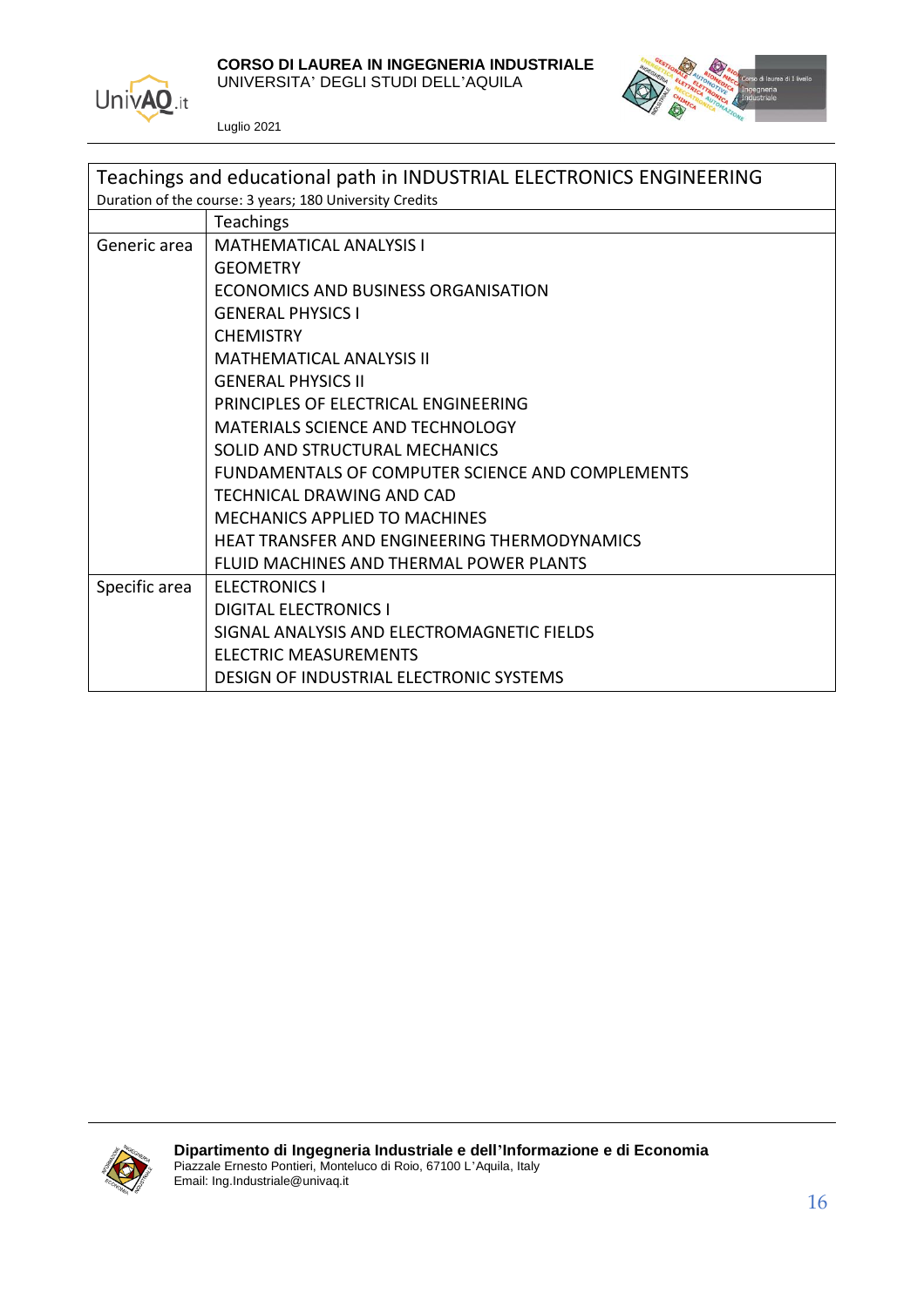| Teachings and educational path in INDUSTRIAL ELECTRONICS ENGINEERING<br>Duration of the course: 3 years; 180 University Credits | |
|---|---|
| | Teachings |
| Generic area | MATHEMATICAL ANALYSIS I<br>GEOMETRY<br>ECONOMICS AND BUSINESS ORGANISATION<br>GENERAL PHYSICS I<br>CHEMISTRY<br>MATHEMATICAL ANALYSIS II<br>GENERAL PHYSICS II<br>PRINCIPLES OF ELECTRICAL ENGINEERING<br>MATERIALS SCIENCE AND TECHNOLOGY<br>SOLID AND STRUCTURAL MECHANICS<br>FUNDAMENTALS OF COMPUTER SCIENCE AND COMPLEMENTS<br>TECHNICAL DRAWING AND CAD<br>MECHANICS APPLIED TO MACHINES<br>HEAT TRANSFER AND ENGINEERING THERMODYNAMICS<br>FLUID MACHINES AND THERMAL POWER PLANTS |
| Specific area | ELECTRONICS I<br>DIGITAL ELECTRONICS I<br>SIGNAL ANALYSIS AND ELECTROMAGNETIC FIELDS<br>ELECTRIC MEASUREMENTS<br>DESIGN OF INDUSTRIAL ELECTRONIC SYSTEMS |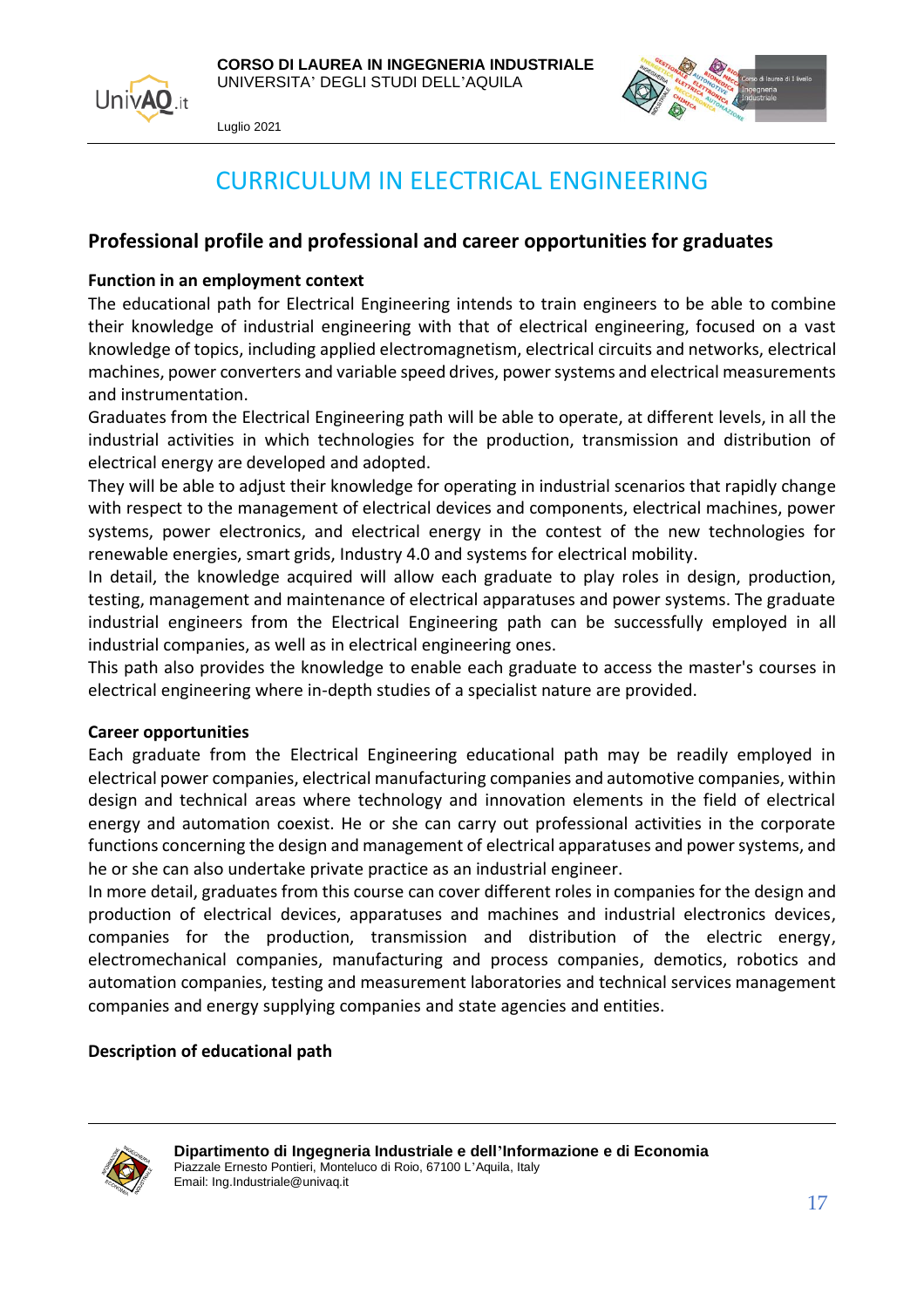# CURRICULUM IN ELECTRICAL ENGINEERING

## Professional profile and professional and career opportunities for graduates

**Function in an employment context**

The educational path for Electrical Engineering intends to train engineers to be able to combine their knowledge of industrial engineering with that of electrical engineering, focused on a vast knowledge of topics, including applied electromagnetism, electrical circuits and networks, electrical machines, power converters and variable speed drives, power systems and electrical measurements and instrumentation.

Graduates from the Electrical Engineering path will be able to operate, at different levels, in all the industrial activities in which technologies for the production, transmission and distribution of electrical energy are developed and adopted.

They will be able to adjust their knowledge for operating in industrial scenarios that rapidly change with respect to the management of electrical devices and components, electrical machines, power systems, power electronics, and electrical energy in the contest of the new technologies for renewable energies, smart grids, Industry 4.0 and systems for electrical mobility.

In detail, the knowledge acquired will allow each graduate to play roles in design, production, testing, management and maintenance of electrical apparatuses and power systems. The graduate industrial engineers from the Electrical Engineering path can be successfully employed in all industrial companies, as well as in electrical engineering ones.

This path also provides the knowledge to enable each graduate to access the master's courses in electrical engineering where in-depth studies of a specialist nature are provided.

**Career opportunities**

Each graduate from the Electrical Engineering educational path may be readily employed in electrical power companies, electrical manufacturing companies and automotive companies, within design and technical areas where technology and innovation elements in the field of electrical energy and automation coexist. He or she can carry out professional activities in the corporate functions concerning the design and management of electrical apparatuses and power systems, and he or she can also undertake private practice as an industrial engineer.

In more detail, graduates from this course can cover different roles in companies for the design and production of electrical devices, apparatuses and machines and industrial electronics devices, companies for the production, transmission and distribution of the electric energy, electromechanical companies, manufacturing and process companies, demotics, robotics and automation companies, testing and measurement laboratories and technical services management companies and energy supplying companies and state agencies and entities.

**Description of educational path**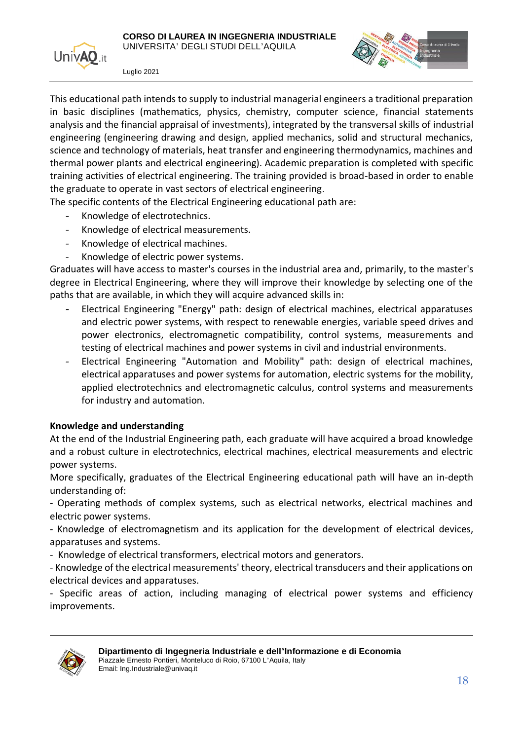This educational path intends to supply to industrial managerial engineers a traditional preparation in basic disciplines (mathematics, physics, chemistry, computer science, financial statements analysis and the financial appraisal of investments), integrated by the transversal skills of industrial engineering (engineering drawing and design, applied mechanics, solid and structural mechanics, science and technology of materials, heat transfer and engineering thermodynamics, machines and thermal power plants and electrical engineering). Academic preparation is completed with specific training activities of electrical engineering. The training provided is broad-based in order to enable the graduate to operate in vast sectors of electrical engineering.

The specific contents of the Electrical Engineering educational path are:

- Knowledge of electrotechnics.
- Knowledge of electrical measurements.
- Knowledge of electrical machines.
- Knowledge of electric power systems.

Graduates will have access to master's courses in the industrial area and, primarily, to the master's degree in Electrical Engineering, where they will improve their knowledge by selecting one of the paths that are available, in which they will acquire advanced skills in:

- Electrical Engineering "Energy" path: design of electrical machines, electrical apparatuses and electric power systems, with respect to renewable energies, variable speed drives and power electronics, electromagnetic compatibility, control systems, measurements and testing of electrical machines and power systems in civil and industrial environments.
- Electrical Engineering "Automation and Mobility" path: design of electrical machines, electrical apparatuses and power systems for automation, electric systems for the mobility, applied electrotechnics and electromagnetic calculus, control systems and measurements for industry and automation.

**Knowledge and understanding**

At the end of the Industrial Engineering path, each graduate will have acquired a broad knowledge and a robust culture in electrotechnics, electrical machines, electrical measurements and electric power systems.

More specifically, graduates of the Electrical Engineering educational path will have an in-depth understanding of:

- Operating methods of complex systems, such as electrical networks, electrical machines and electric power systems.
- Knowledge of electromagnetism and its application for the development of electrical devices, apparatuses and systems.
- Knowledge of electrical transformers, electrical motors and generators.
- Knowledge of the electrical measurements' theory, electrical transducers and their applications on electrical devices and apparatuses.
- Specific areas of action, including managing of electrical power systems and efficiency improvements.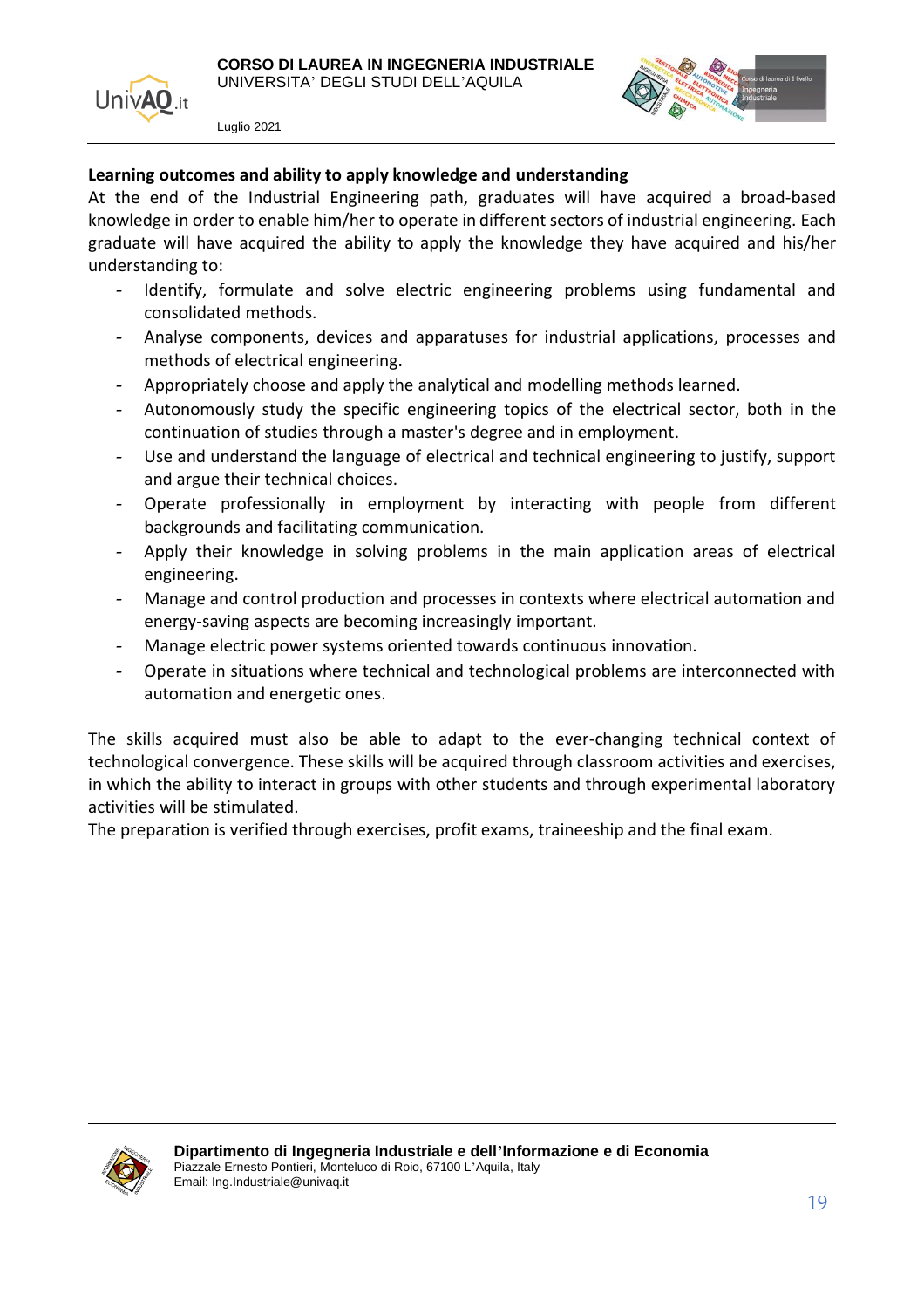**Learning outcomes and ability to apply knowledge and understanding**

At the end of the Industrial Engineering path, graduates will have acquired a broad-based knowledge in order to enable him/her to operate in different sectors of industrial engineering. Each graduate will have acquired the ability to apply the knowledge they have acquired and his/her understanding to:

- Identify, formulate and solve electric engineering problems using fundamental and consolidated methods.
- Analyse components, devices and apparatuses for industrial applications, processes and methods of electrical engineering.
- Appropriately choose and apply the analytical and modelling methods learned.
- Autonomously study the specific engineering topics of the electrical sector, both in the continuation of studies through a master's degree and in employment.
- Use and understand the language of electrical and technical engineering to justify, support and argue their technical choices.
- Operate professionally in employment by interacting with people from different backgrounds and facilitating communication.
- Apply their knowledge in solving problems in the main application areas of electrical engineering.
- Manage and control production and processes in contexts where electrical automation and energy-saving aspects are becoming increasingly important.
- Manage electric power systems oriented towards continuous innovation.
- Operate in situations where technical and technological problems are interconnected with automation and energetic ones.

The skills acquired must also be able to adapt to the ever-changing technical context of technological convergence. These skills will be acquired through classroom activities and exercises, in which the ability to interact in groups with other students and through experimental laboratory activities will be stimulated.

The preparation is verified through exercises, profit exams, traineeship and the final exam.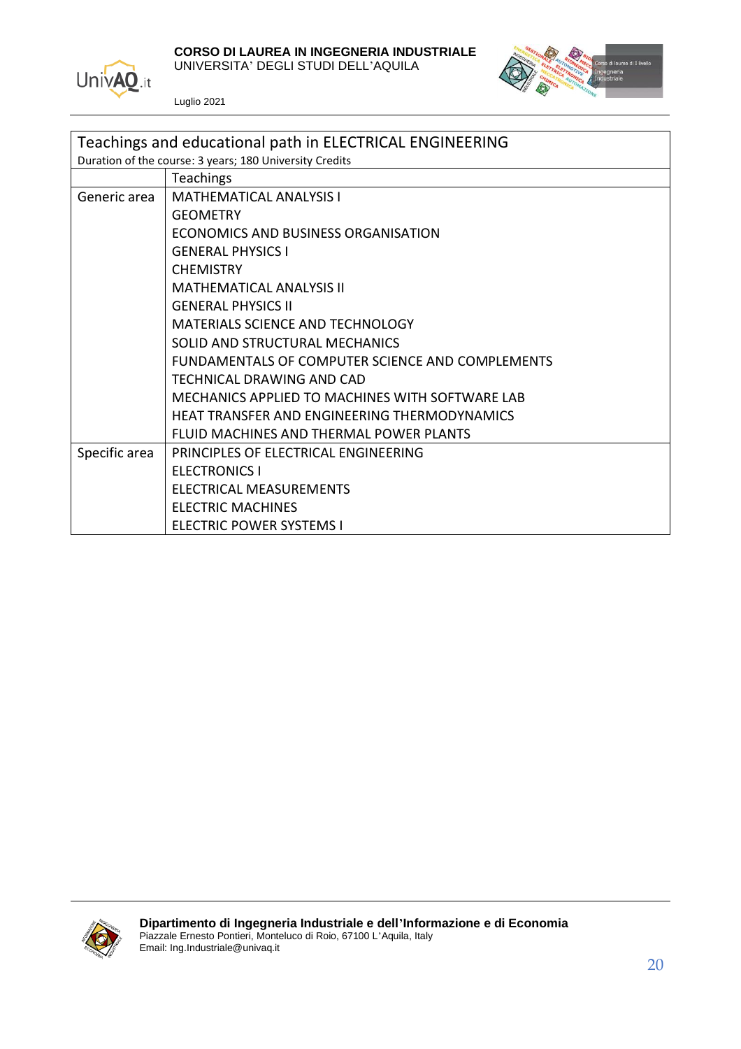| Teachings and educational path in ELECTRICAL ENGINEERING | |
|---|---|
| Duration of the course: 3 years; 180 University Credits | |
| | Teachings |
| Generic area | MATHEMATICAL ANALYSIS I |
| | GEOMETRY |
| | ECONOMICS AND BUSINESS ORGANISATION |
| | GENERAL PHYSICS I |
| | CHEMISTRY |
| | MATHEMATICAL ANALYSIS II |
| | GENERAL PHYSICS II |
| | MATERIALS SCIENCE AND TECHNOLOGY |
| | SOLID AND STRUCTURAL MECHANICS |
| | FUNDAMENTALS OF COMPUTER SCIENCE AND COMPLEMENTS |
| | TECHNICAL DRAWING AND CAD |
| | MECHANICS APPLIED TO MACHINES WITH SOFTWARE LAB |
| | HEAT TRANSFER AND ENGINEERING THERMODYNAMICS |
| | FLUID MACHINES AND THERMAL POWER PLANTS |
| Specific area | PRINCIPLES OF ELECTRICAL ENGINEERING |
| | ELECTRONICS I |
| | ELECTRICAL MEASUREMENTS |
| | ELECTRIC MACHINES |
| | ELECTRIC POWER SYSTEMS I |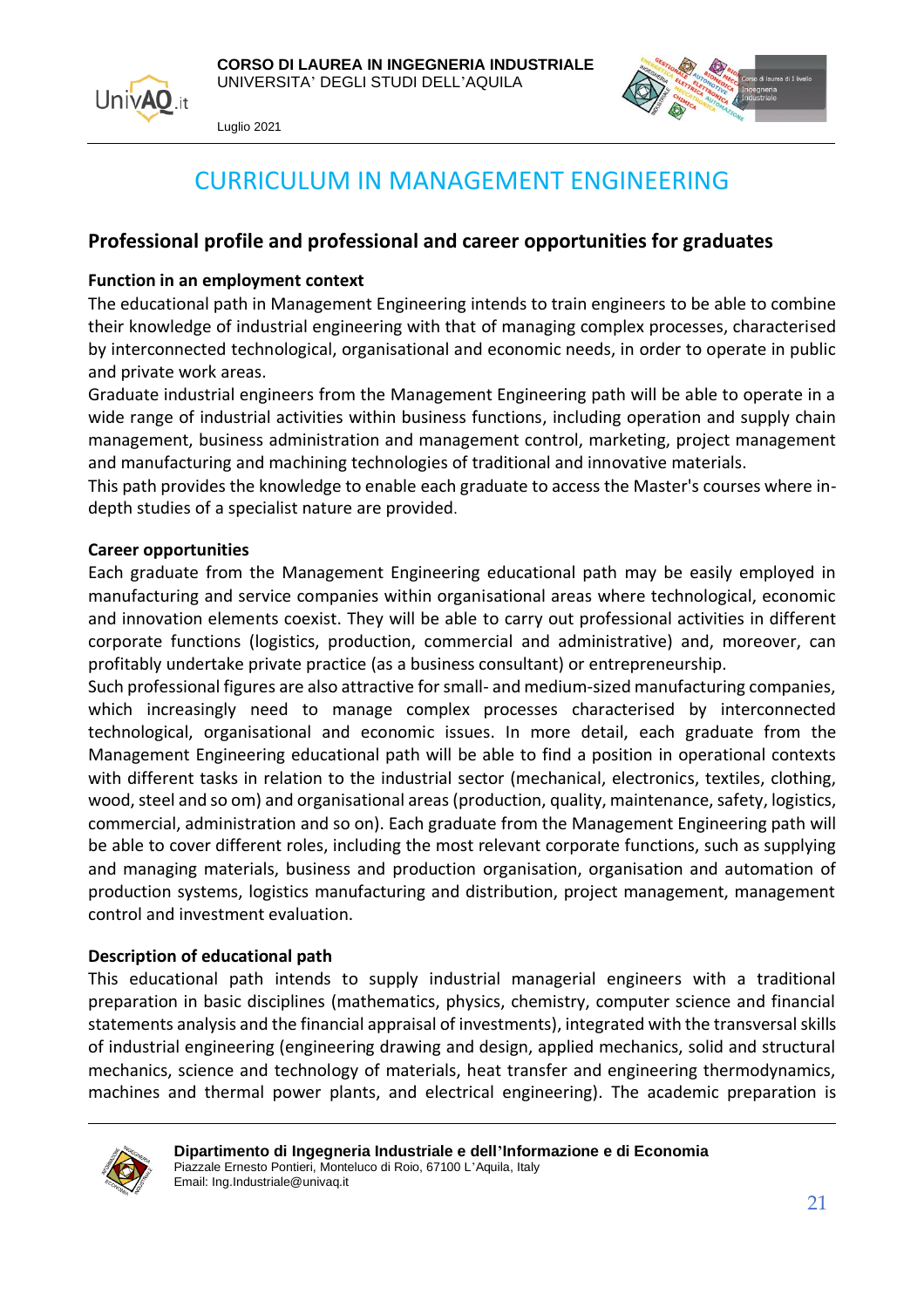# CURRICULUM IN MANAGEMENT ENGINEERING

## Professional profile and professional and career opportunities for graduates

### Function in an employment context

The educational path in Management Engineering intends to train engineers to be able to combine their knowledge of industrial engineering with that of managing complex processes, characterised by interconnected technological, organisational and economic needs, in order to operate in public and private work areas.

Graduate industrial engineers from the Management Engineering path will be able to operate in a wide range of industrial activities within business functions, including operation and supply chain management, business administration and management control, marketing, project management and manufacturing and machining technologies of traditional and innovative materials.

This path provides the knowledge to enable each graduate to access the Master's courses where in-depth studies of a specialist nature are provided.

### Career opportunities

Each graduate from the Management Engineering educational path may be easily employed in manufacturing and service companies within organisational areas where technological, economic and innovation elements coexist. They will be able to carry out professional activities in different corporate functions (logistics, production, commercial and administrative) and, moreover, can profitably undertake private practice (as a business consultant) or entrepreneurship.

Such professional figures are also attractive for small- and medium-sized manufacturing companies, which increasingly need to manage complex processes characterised by interconnected technological, organisational and economic issues. In more detail, each graduate from the Management Engineering educational path will be able to find a position in operational contexts with different tasks in relation to the industrial sector (mechanical, electronics, textiles, clothing, wood, steel and so om) and organisational areas (production, quality, maintenance, safety, logistics, commercial, administration and so on). Each graduate from the Management Engineering path will be able to cover different roles, including the most relevant corporate functions, such as supplying and managing materials, business and production organisation, organisation and automation of production systems, logistics manufacturing and distribution, project management, management control and investment evaluation.

### Description of educational path

This educational path intends to supply industrial managerial engineers with a traditional preparation in basic disciplines (mathematics, physics, chemistry, computer science and financial statements analysis and the financial appraisal of investments), integrated with the transversal skills of industrial engineering (engineering drawing and design, applied mechanics, solid and structural mechanics, science and technology of materials, heat transfer and engineering thermodynamics, machines and thermal power plants, and electrical engineering). The academic preparation is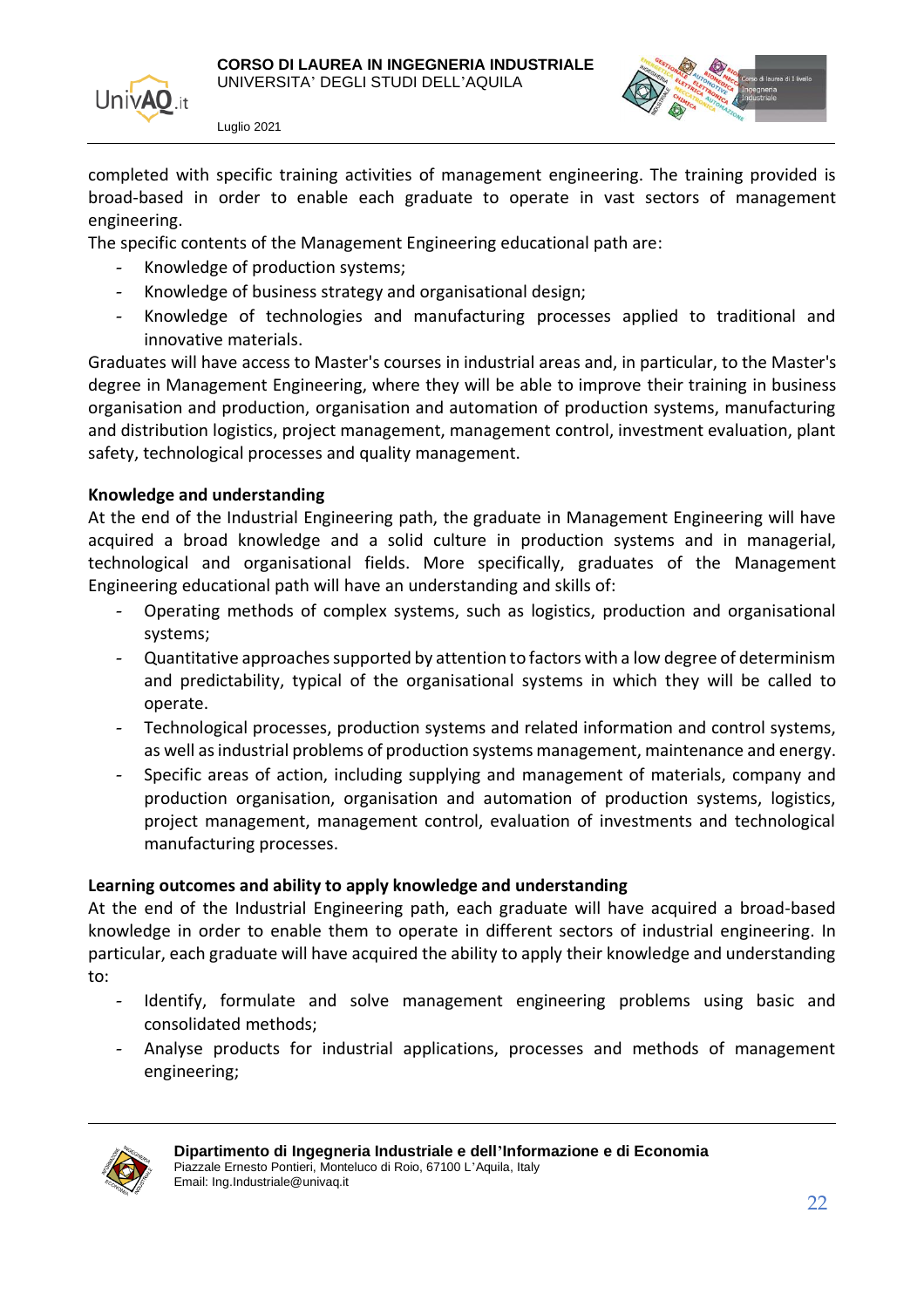completed with specific training activities of management engineering. The training provided is broad-based in order to enable each graduate to operate in vast sectors of management engineering.

The specific contents of the Management Engineering educational path are:

- Knowledge of production systems;
- Knowledge of business strategy and organisational design;
- Knowledge of technologies and manufacturing processes applied to traditional and innovative materials.

Graduates will have access to Master's courses in industrial areas and, in particular, to the Master's degree in Management Engineering, where they will be able to improve their training in business organisation and production, organisation and automation of production systems, manufacturing and distribution logistics, project management, management control, investment evaluation, plant safety, technological processes and quality management.

**Knowledge and understanding**

At the end of the Industrial Engineering path, the graduate in Management Engineering will have acquired a broad knowledge and a solid culture in production systems and in managerial, technological and organisational fields. More specifically, graduates of the Management Engineering educational path will have an understanding and skills of:

- Operating methods of complex systems, such as logistics, production and organisational systems;
- Quantitative approaches supported by attention to factors with a low degree of determinism and predictability, typical of the organisational systems in which they will be called to operate.
- Technological processes, production systems and related information and control systems, as well as industrial problems of production systems management, maintenance and energy.
- Specific areas of action, including supplying and management of materials, company and production organisation, organisation and automation of production systems, logistics, project management, management control, evaluation of investments and technological manufacturing processes.

**Learning outcomes and ability to apply knowledge and understanding**

At the end of the Industrial Engineering path, each graduate will have acquired a broad-based knowledge in order to enable them to operate in different sectors of industrial engineering. In particular, each graduate will have acquired the ability to apply their knowledge and understanding to:

- Identify, formulate and solve management engineering problems using basic and consolidated methods;
- Analyse products for industrial applications, processes and methods of management engineering;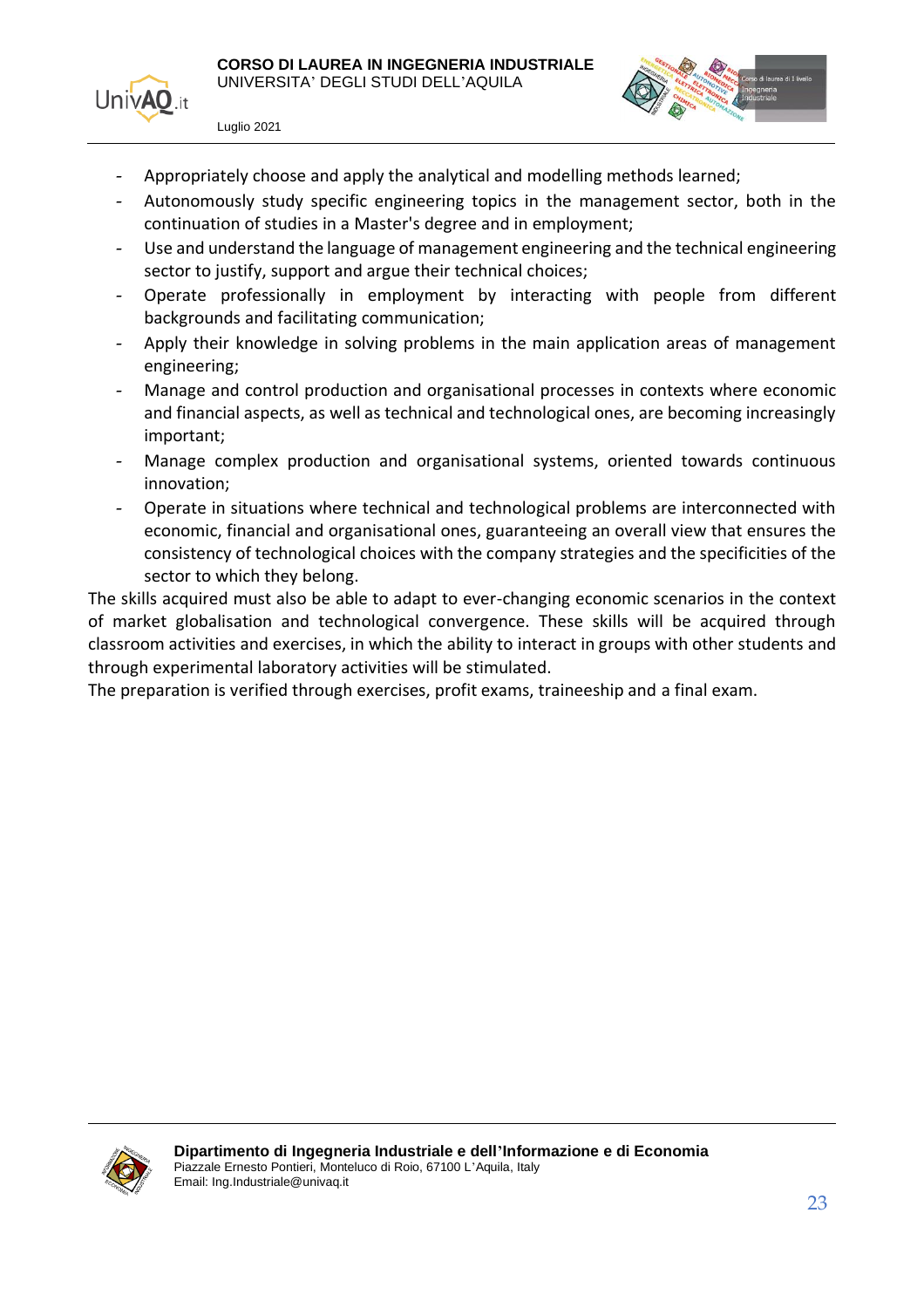- Appropriately choose and apply the analytical and modelling methods learned;
- Autonomously study specific engineering topics in the management sector, both in the continuation of studies in a Master's degree and in employment;
- Use and understand the language of management engineering and the technical engineering sector to justify, support and argue their technical choices;
- Operate professionally in employment by interacting with people from different backgrounds and facilitating communication;
- Apply their knowledge in solving problems in the main application areas of management engineering;
- Manage and control production and organisational processes in contexts where economic and financial aspects, as well as technical and technological ones, are becoming increasingly important;
- Manage complex production and organisational systems, oriented towards continuous innovation;
- Operate in situations where technical and technological problems are interconnected with economic, financial and organisational ones, guaranteeing an overall view that ensures the consistency of technological choices with the company strategies and the specificities of the sector to which they belong.

The skills acquired must also be able to adapt to ever-changing economic scenarios in the context of market globalisation and technological convergence. These skills will be acquired through classroom activities and exercises, in which the ability to interact in groups with other students and through experimental laboratory activities will be stimulated.

The preparation is verified through exercises, profit exams, traineeship and a final exam.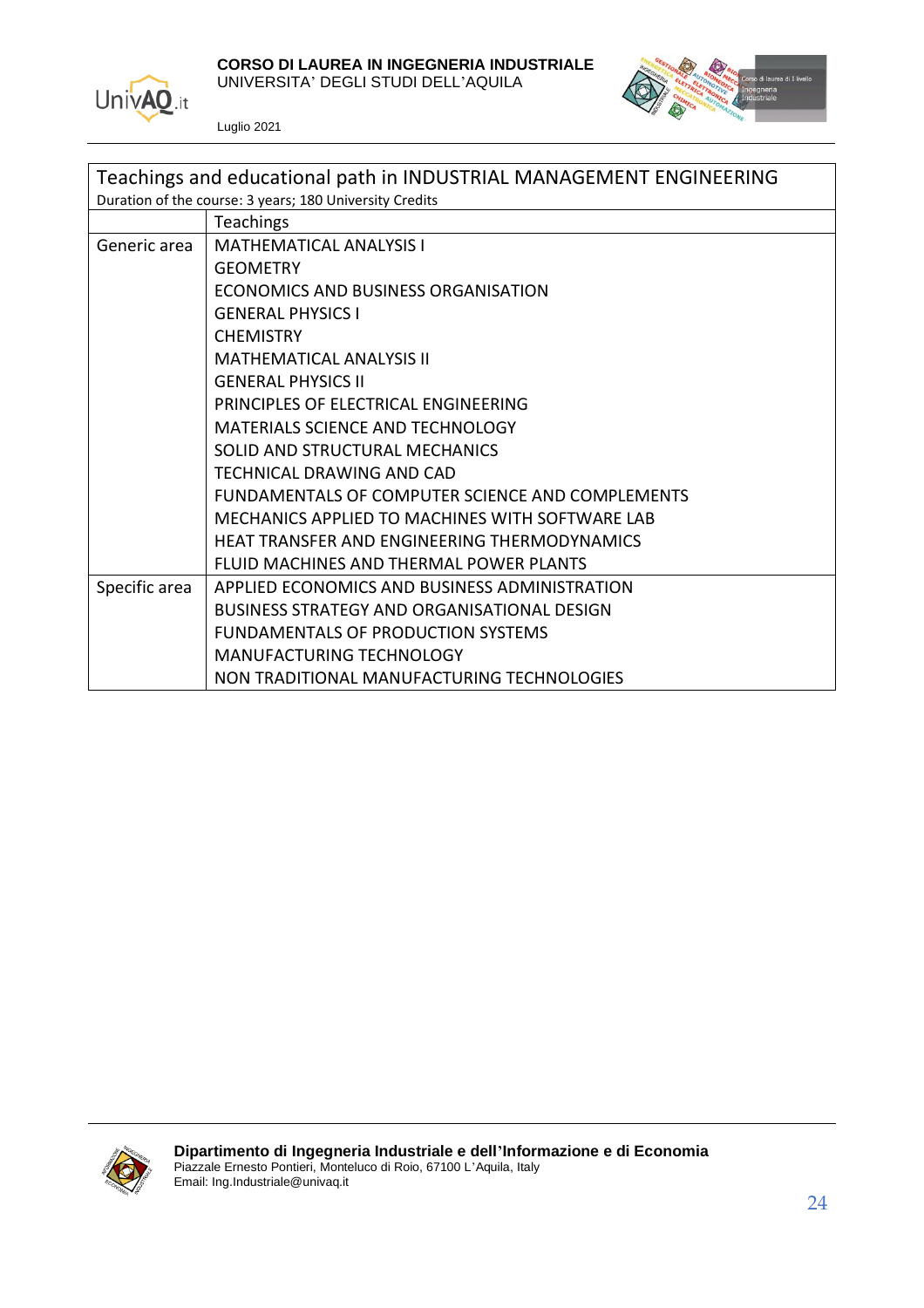| Teachings and educational path in INDUSTRIAL MANAGEMENT ENGINEERING<br>Duration of the course: 3 years; 180 University Credits | |
|---|---|
| | Teachings |
| Generic area | MATHEMATICAL ANALYSIS I |
| | GEOMETRY |
| | ECONOMICS AND BUSINESS ORGANISATION |
| | GENERAL PHYSICS I |
| | CHEMISTRY |
| | MATHEMATICAL ANALYSIS II |
| | GENERAL PHYSICS II |
| | PRINCIPLES OF ELECTRICAL ENGINEERING |
| | MATERIALS SCIENCE AND TECHNOLOGY |
| | SOLID AND STRUCTURAL MECHANICS |
| | TECHNICAL DRAWING AND CAD |
| | FUNDAMENTALS OF COMPUTER SCIENCE AND COMPLEMENTS |
| | MECHANICS APPLIED TO MACHINES WITH SOFTWARE LAB |
| | HEAT TRANSFER AND ENGINEERING THERMODYNAMICS |
| | FLUID MACHINES AND THERMAL POWER PLANTS |
| Specific area | APPLIED ECONOMICS AND BUSINESS ADMINISTRATION |
| | BUSINESS STRATEGY AND ORGANISATIONAL DESIGN |
| | FUNDAMENTALS OF PRODUCTION SYSTEMS |
| | MANUFACTURING TECHNOLOGY |
| | NON TRADITIONAL MANUFACTURING TECHNOLOGIES |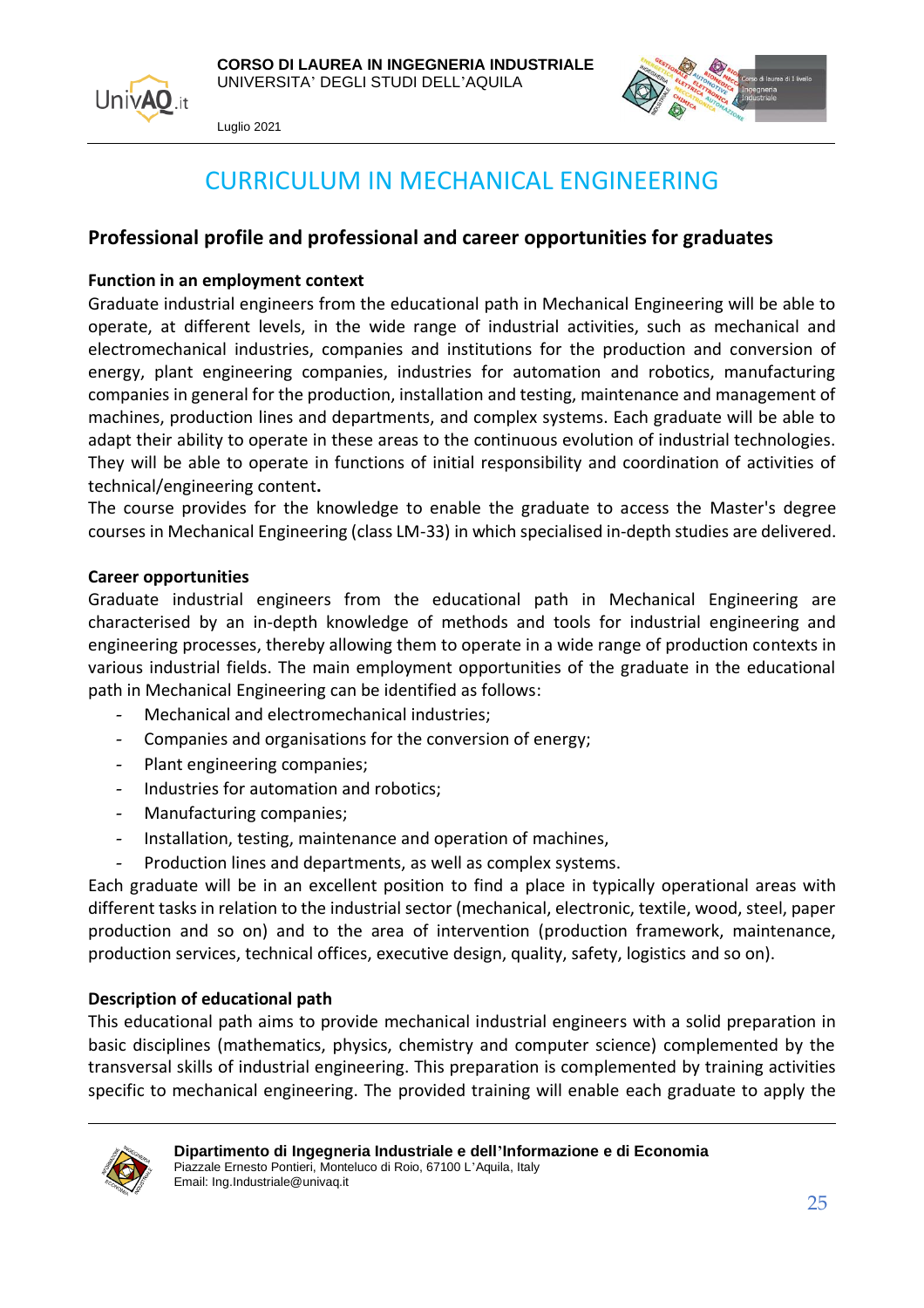# CURRICULUM IN MECHANICAL ENGINEERING

## Professional profile and professional and career opportunities for graduates

### Function in an employment context

Graduate industrial engineers from the educational path in Mechanical Engineering will be able to operate, at different levels, in the wide range of industrial activities, such as mechanical and electromechanical industries, companies and institutions for the production and conversion of energy, plant engineering companies, industries for automation and robotics, manufacturing companies in general for the production, installation and testing, maintenance and management of machines, production lines and departments, and complex systems. Each graduate will be able to adapt their ability to operate in these areas to the continuous evolution of industrial technologies. They will be able to operate in functions of initial responsibility and coordination of activities of technical/engineering content**.**

The course provides for the knowledge to enable the graduate to access the Master's degree courses in Mechanical Engineering (class LM-33) in which specialised in-depth studies are delivered.

### Career opportunities

Graduate industrial engineers from the educational path in Mechanical Engineering are characterised by an in-depth knowledge of methods and tools for industrial engineering and engineering processes, thereby allowing them to operate in a wide range of production contexts in various industrial fields. The main employment opportunities of the graduate in the educational path in Mechanical Engineering can be identified as follows:

- Mechanical and electromechanical industries;
- Companies and organisations for the conversion of energy;
- Plant engineering companies;
- Industries for automation and robotics;
- Manufacturing companies;
- Installation, testing, maintenance and operation of machines,
- Production lines and departments, as well as complex systems.

Each graduate will be in an excellent position to find a place in typically operational areas with different tasks in relation to the industrial sector (mechanical, electronic, textile, wood, steel, paper production and so on) and to the area of intervention (production framework, maintenance, production services, technical offices, executive design, quality, safety, logistics and so on).

### Description of educational path

This educational path aims to provide mechanical industrial engineers with a solid preparation in basic disciplines (mathematics, physics, chemistry and computer science) complemented by the transversal skills of industrial engineering. This preparation is complemented by training activities specific to mechanical engineering. The provided training will enable each graduate to apply the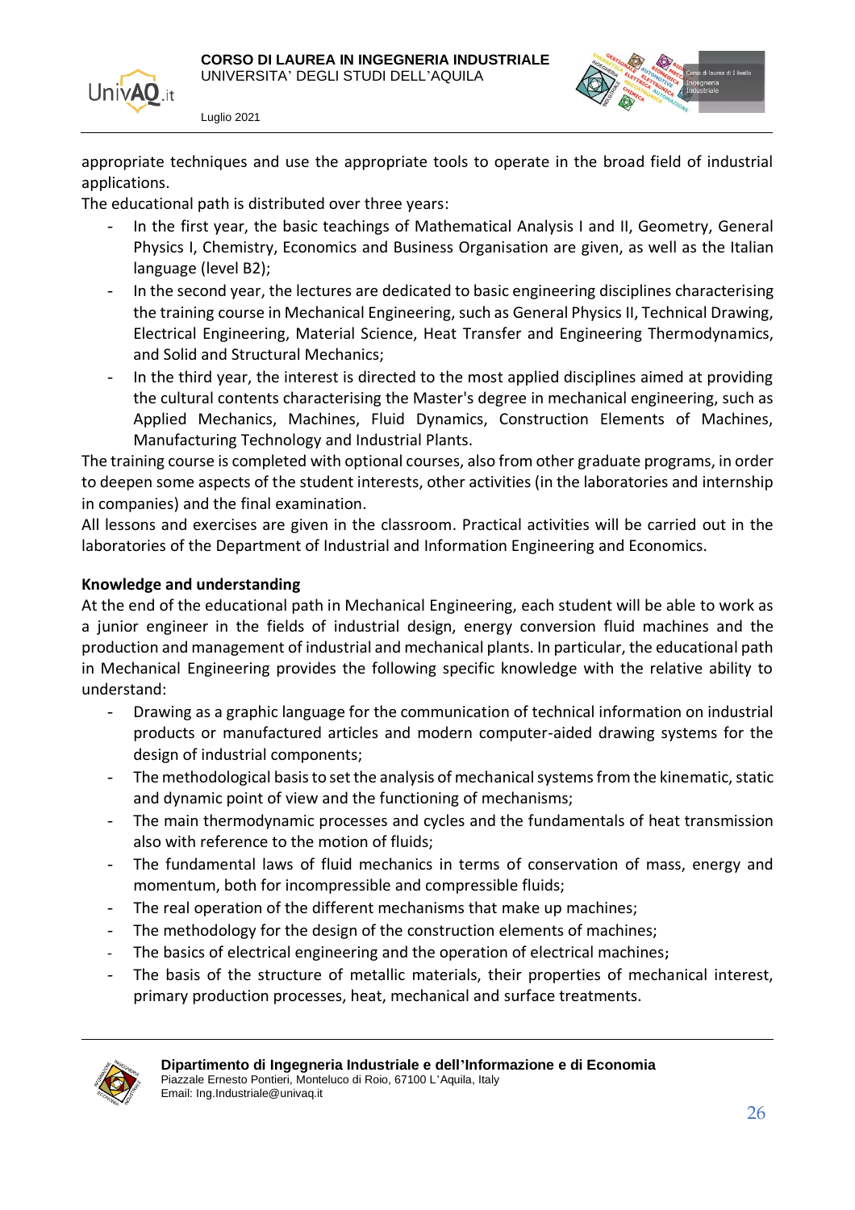appropriate techniques and use the appropriate tools to operate in the broad field of industrial applications.

The educational path is distributed over three years:

- In the first year, the basic teachings of Mathematical Analysis I and II, Geometry, General Physics I, Chemistry, Economics and Business Organisation are given, as well as the Italian language (level B2);
- In the second year, the lectures are dedicated to basic engineering disciplines characterising the training course in Mechanical Engineering, such as General Physics II, Technical Drawing, Electrical Engineering, Material Science, Heat Transfer and Engineering Thermodynamics, and Solid and Structural Mechanics;
- In the third year, the interest is directed to the most applied disciplines aimed at providing the cultural contents characterising the Master's degree in mechanical engineering, such as Applied Mechanics, Machines, Fluid Dynamics, Construction Elements of Machines, Manufacturing Technology and Industrial Plants.

The training course is completed with optional courses, also from other graduate programs, in order to deepen some aspects of the student interests, other activities (in the laboratories and internship in companies) and the final examination.

All lessons and exercises are given in the classroom. Practical activities will be carried out in the laboratories of the Department of Industrial and Information Engineering and Economics.

**Knowledge and understanding**

At the end of the educational path in Mechanical Engineering, each student will be able to work as a junior engineer in the fields of industrial design, energy conversion fluid machines and the production and management of industrial and mechanical plants. In particular, the educational path in Mechanical Engineering provides the following specific knowledge with the relative ability to understand:

- Drawing as a graphic language for the communication of technical information on industrial products or manufactured articles and modern computer-aided drawing systems for the design of industrial components;
- The methodological basis to set the analysis of mechanical systems from the kinematic, static and dynamic point of view and the functioning of mechanisms;
- The main thermodynamic processes and cycles and the fundamentals of heat transmission also with reference to the motion of fluids;
- The fundamental laws of fluid mechanics in terms of conservation of mass, energy and momentum, both for incompressible and compressible fluids;
- The real operation of the different mechanisms that make up machines;
- The methodology for the design of the construction elements of machines;
- The basics of electrical engineering and the operation of electrical machines;
- The basis of the structure of metallic materials, their properties of mechanical interest, primary production processes, heat, mechanical and surface treatments.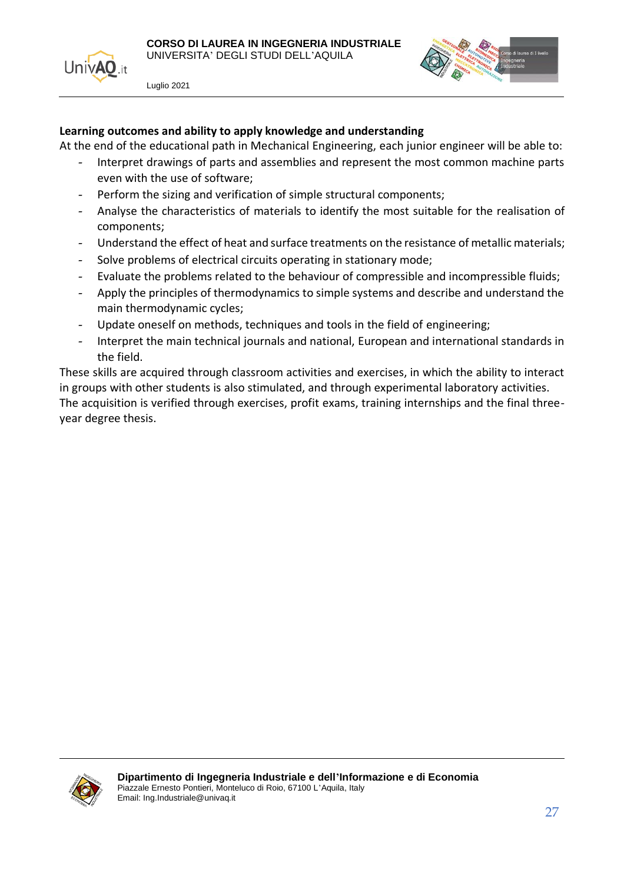**Learning outcomes and ability to apply knowledge and understanding**

At the end of the educational path in Mechanical Engineering, each junior engineer will be able to:

- Interpret drawings of parts and assemblies and represent the most common machine parts even with the use of software;
- Perform the sizing and verification of simple structural components;
- Analyse the characteristics of materials to identify the most suitable for the realisation of components;
- Understand the effect of heat and surface treatments on the resistance of metallic materials;
- Solve problems of electrical circuits operating in stationary mode;
- Evaluate the problems related to the behaviour of compressible and incompressible fluids;
- Apply the principles of thermodynamics to simple systems and describe and understand the main thermodynamic cycles;
- Update oneself on methods, techniques and tools in the field of engineering;
- Interpret the main technical journals and national, European and international standards in the field.

These skills are acquired through classroom activities and exercises, in which the ability to interact in groups with other students is also stimulated, and through experimental laboratory activities.
The acquisition is verified through exercises, profit exams, training internships and the final three-year degree thesis.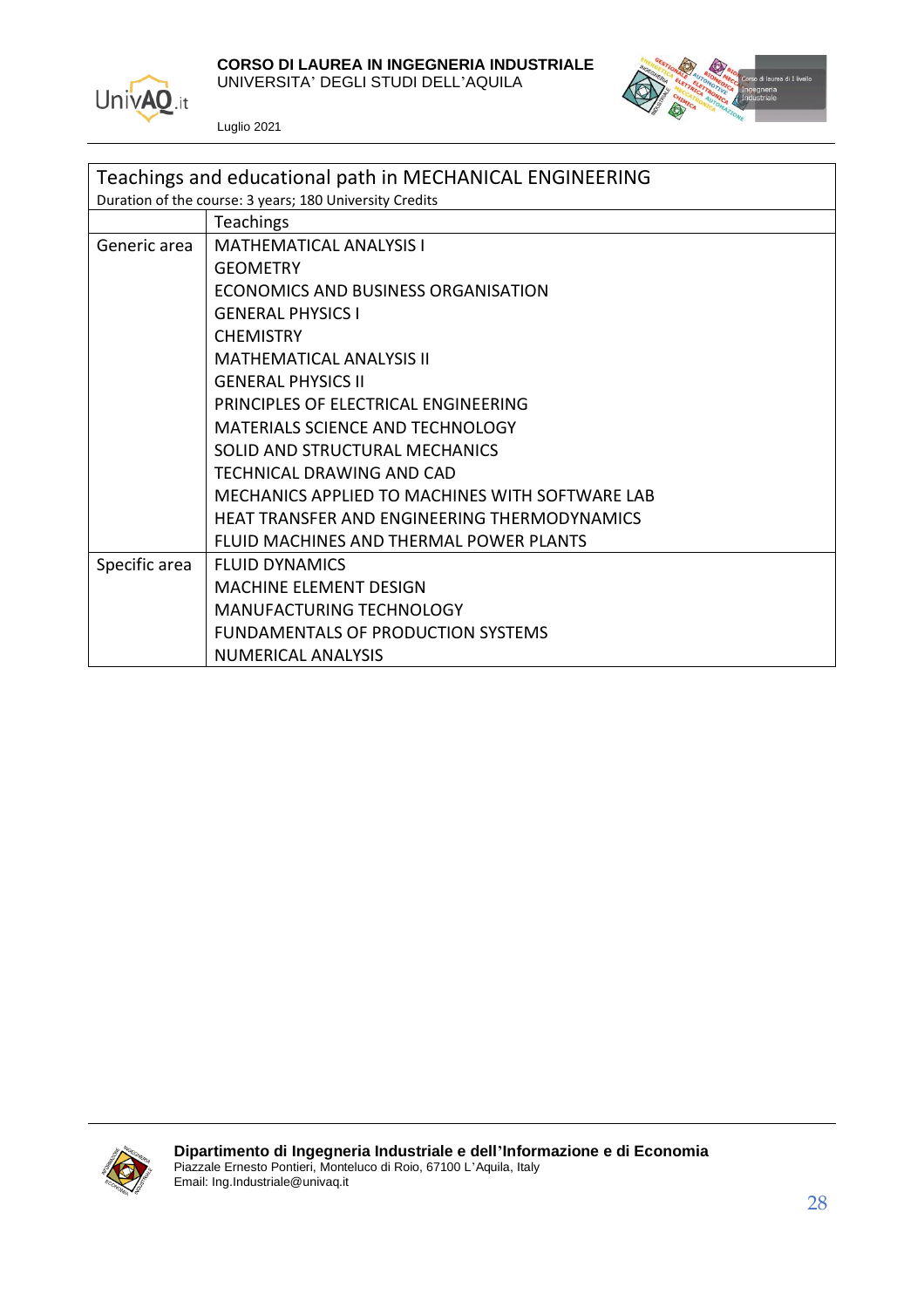| Teachings and educational path in MECHANICAL ENGINEERING<br>Duration of the course: 3 years; 180 University Credits | |
|---|---|
| | Teachings |
| Generic area | MATHEMATICAL ANALYSIS I |
| | GEOMETRY |
| | ECONOMICS AND BUSINESS ORGANISATION |
| | GENERAL PHYSICS I |
| | CHEMISTRY |
| | MATHEMATICAL ANALYSIS II |
| | GENERAL PHYSICS II |
| | PRINCIPLES OF ELECTRICAL ENGINEERING |
| | MATERIALS SCIENCE AND TECHNOLOGY |
| | SOLID AND STRUCTURAL MECHANICS |
| | TECHNICAL DRAWING AND CAD |
| | MECHANICS APPLIED TO MACHINES WITH SOFTWARE LAB |
| | HEAT TRANSFER AND ENGINEERING THERMODYNAMICS |
| | FLUID MACHINES AND THERMAL POWER PLANTS |
| Specific area | FLUID DYNAMICS |
| | MACHINE ELEMENT DESIGN |
| | MANUFACTURING TECHNOLOGY |
| | FUNDAMENTALS OF PRODUCTION SYSTEMS |
| | NUMERICAL ANALYSIS |